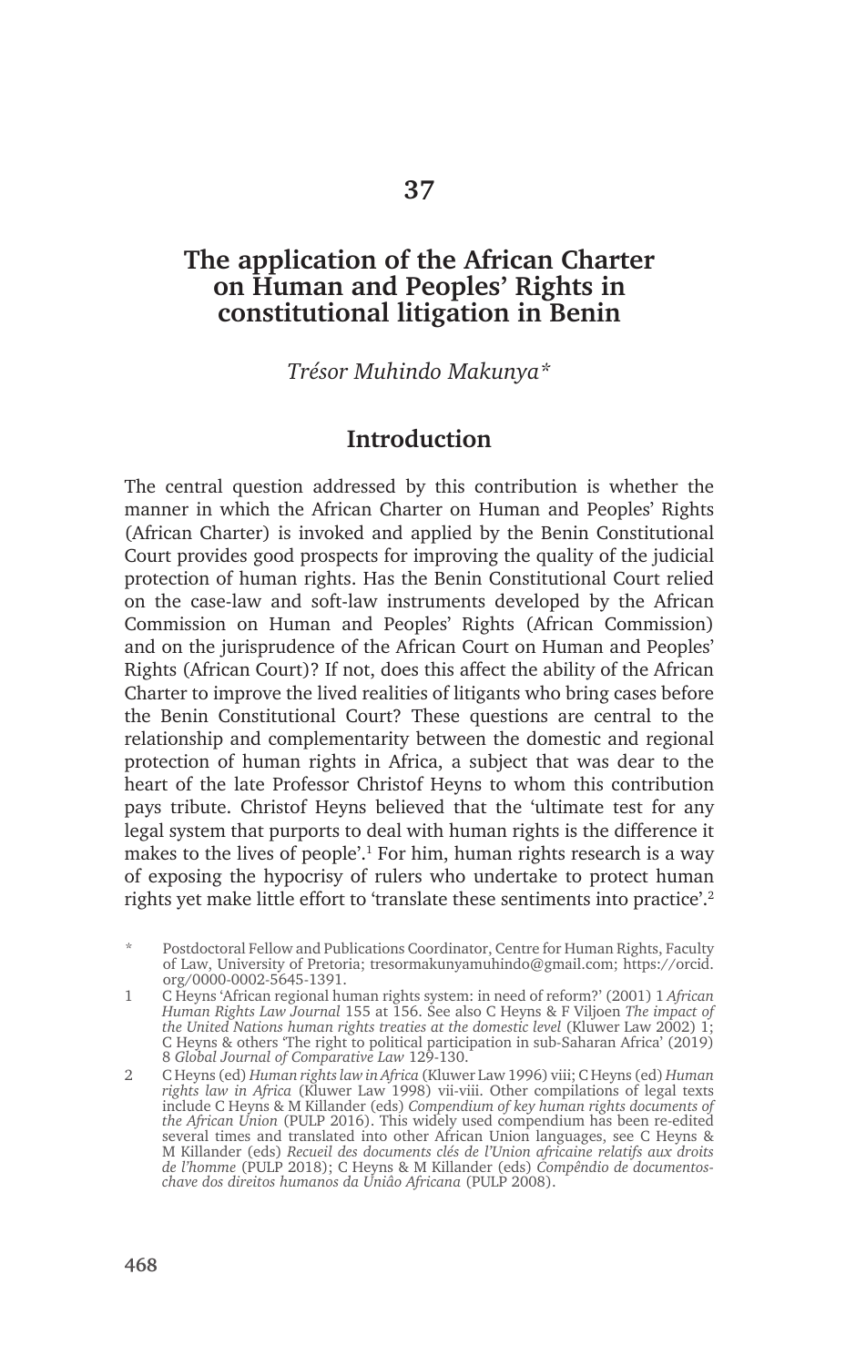# 37

# The application of the African Charter on Human and Peoples' Rights in constitutional litigation in Benin

*Trésor Muhindo Makunya\**

## Introduction

The central question addressed by this contribution is whether the manner in which the African Charter on Human and Peoples' Rights (African Charter) is invoked and applied by the Benin Constitutional Court provides good prospects for improving the quality of the judicial protection of human rights. Has the Benin Constitutional Court relied on the case-law and soft-law instruments developed by the African Commission on Human and Peoples' Rights (African Commission) and on the jurisprudence of the African Court on Human and Peoples' Rights (African Court)? If not, does this affect the ability of the African Charter to improve the lived realities of litigants who bring cases before the Benin Constitutional Court? These questions are central to the relationship and complementarity between the domestic and regional protection of human rights in Africa, a subject that was dear to the heart of the late Professor Christof Heyns to whom this contribution pays tribute. Christof Heyns believed that the 'ultimate test for any legal system that purports to deal with human rights is the difference it makes to the lives of people'.[1] For him, human rights research is a way of exposing the hypocrisy of rulers who undertake to protect human rights yet make little effort to 'translate these sentiments into practice'.[2]

\* Postdoctoral Fellow and Publications Coordinator, Centre for Human Rights, Faculty of Law, University of Pretoria; tresormakunyamuhindo@gmail.com; https://orcid.org/0000-0002-5645-1391.

1 C Heyns 'African regional human rights system: in need of reform?' (2001) 1 *African Human Rights Law Journal* 155 at 156. See also C Heyns & F Viljoen *The impact of the United Nations human rights treaties at the domestic level* (Kluwer Law 2002) 1; C Heyns & others 'The right to political participation in sub-Saharan Africa' (2019) 8 *Global Journal of Comparative Law* 129-130.

2 C Heyns (ed) *Human rights law in Africa* (Kluwer Law 1996) viii; C Heyns (ed) *Human rights law in Africa* (Kluwer Law 1998) vii-viii. Other compilations of legal texts include C Heyns & M Killander (eds) *Compendium of key human rights documents of the African Union* (PULP 2016). This widely used compendium has been re-edited several times and translated into other African Union languages, see C Heyns & M Killander (eds) *Recueil des documents clés de l'Union africaine relatifs aux droits de l'homme* (PULP 2018); C Heyns & M Killander (eds) *Compêndio de documentos-chave dos direitos humanos da Uniâo Africana* (PULP 2008).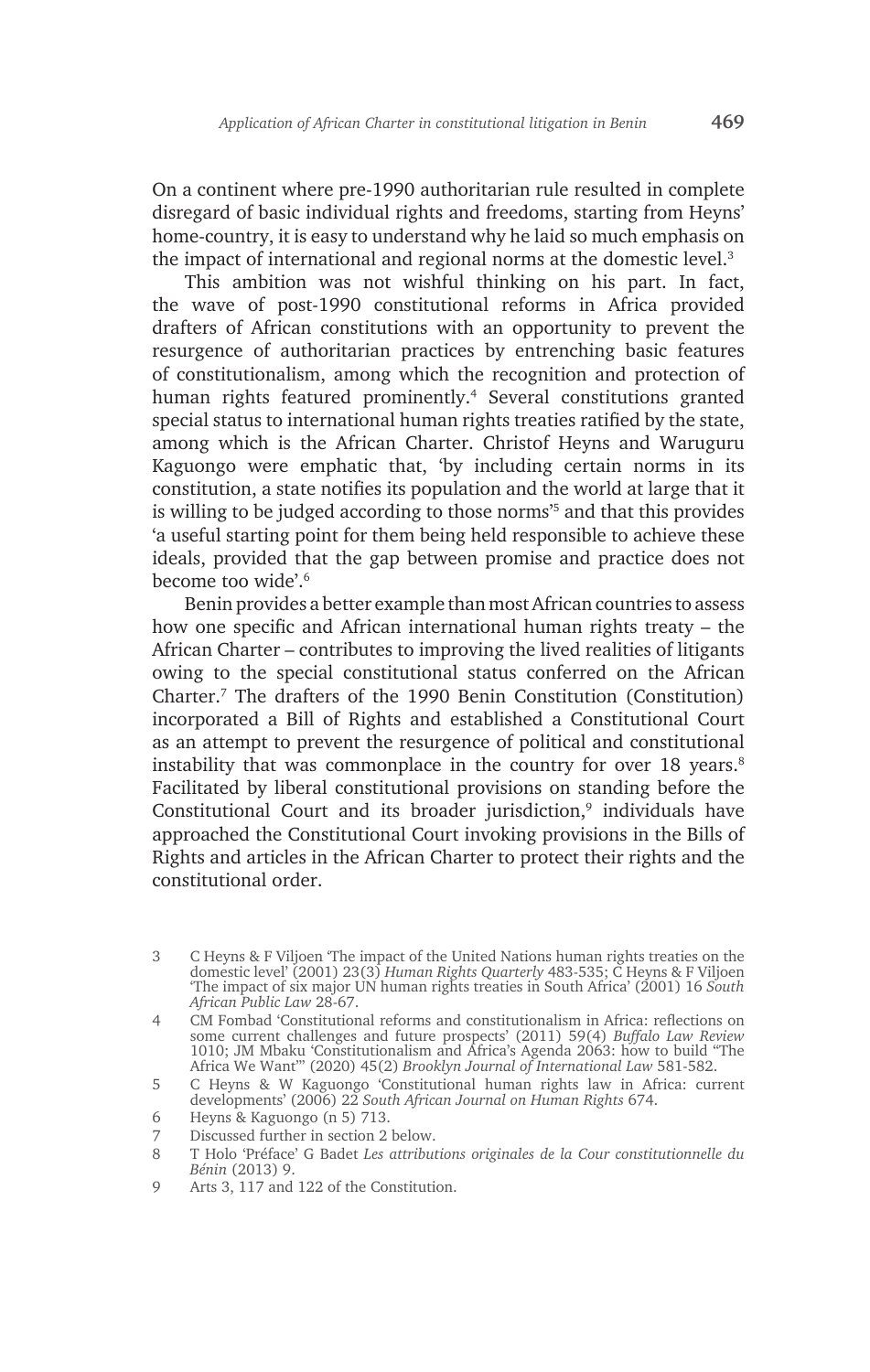On a continent where pre-1990 authoritarian rule resulted in complete disregard of basic individual rights and freedoms, starting from Heyns' home-country, it is easy to understand why he laid so much emphasis on the impact of international and regional norms at the domestic level.[3]

This ambition was not wishful thinking on his part. In fact, the wave of post-1990 constitutional reforms in Africa provided drafters of African constitutions with an opportunity to prevent the resurgence of authoritarian practices by entrenching basic features of constitutionalism, among which the recognition and protection of human rights featured prominently.[4] Several constitutions granted special status to international human rights treaties ratified by the state, among which is the African Charter. Christof Heyns and Waruguru Kaguongo were emphatic that, 'by including certain norms in its constitution, a state notifies its population and the world at large that it is willing to be judged according to those norms'[5] and that this provides 'a useful starting point for them being held responsible to achieve these ideals, provided that the gap between promise and practice does not become too wide'.[6]

Benin provides a better example than most African countries to assess how one specific and African international human rights treaty – the African Charter – contributes to improving the lived realities of litigants owing to the special constitutional status conferred on the African Charter.[7] The drafters of the 1990 Benin Constitution (Constitution) incorporated a Bill of Rights and established a Constitutional Court as an attempt to prevent the resurgence of political and constitutional instability that was commonplace in the country for over 18 years.[8] Facilitated by liberal constitutional provisions on standing before the Constitutional Court and its broader jurisdiction,[9] individuals have approached the Constitutional Court invoking provisions in the Bills of Rights and articles in the African Charter to protect their rights and the constitutional order.

3 C Heyns & F Viljoen 'The impact of the United Nations human rights treaties on the domestic level' (2001) 23(3) *Human Rights Quarterly* 483-535; C Heyns & F Viljoen 'The impact of six major UN human rights treaties in South Africa' (2001) 16 *South African Public Law* 28-67.

4 CM Fombad 'Constitutional reforms and constitutionalism in Africa: reflections on some current challenges and future prospects' (2011) 59(4) *Buffalo Law Review* 1010; JM Mbaku 'Constitutionalism and Africa's Agenda 2063: how to build "The Africa We Want"' (2020) 45(2) *Brooklyn Journal of International Law* 581-582.

5 C Heyns & W Kaguongo 'Constitutional human rights law in Africa: current developments' (2006) 22 *South African Journal on Human Rights* 674.

6 Heyns & Kaguongo (n 5) 713.

7 Discussed further in section 2 below.

8 T Holo 'Préface' G Badet *Les attributions originales de la Cour constitutionnelle du Bénin* (2013) 9.

9 Arts 3, 117 and 122 of the Constitution.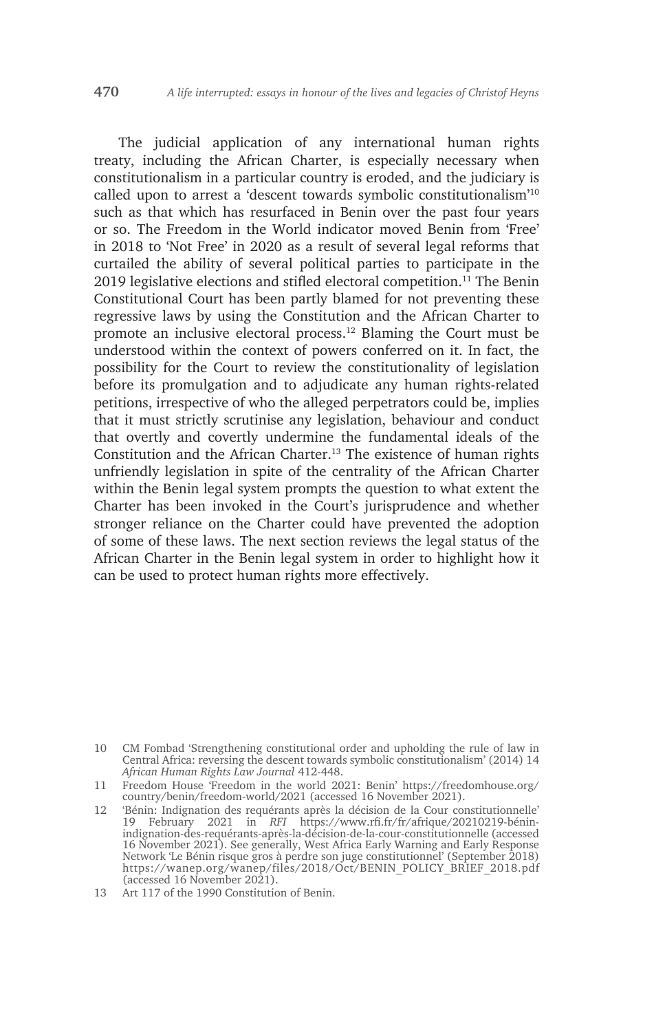The judicial application of any international human rights treaty, including the African Charter, is especially necessary when constitutionalism in a particular country is eroded, and the judiciary is called upon to arrest a 'descent towards symbolic constitutionalism'[10] such as that which has resurfaced in Benin over the past four years or so. The Freedom in the World indicator moved Benin from 'Free' in 2018 to 'Not Free' in 2020 as a result of several legal reforms that curtailed the ability of several political parties to participate in the 2019 legislative elections and stifled electoral competition.[11] The Benin Constitutional Court has been partly blamed for not preventing these regressive laws by using the Constitution and the African Charter to promote an inclusive electoral process.[12] Blaming the Court must be understood within the context of powers conferred on it. In fact, the possibility for the Court to review the constitutionality of legislation before its promulgation and to adjudicate any human rights-related petitions, irrespective of who the alleged perpetrators could be, implies that it must strictly scrutinise any legislation, behaviour and conduct that overtly and covertly undermine the fundamental ideals of the Constitution and the African Charter.[13] The existence of human rights unfriendly legislation in spite of the centrality of the African Charter within the Benin legal system prompts the question to what extent the Charter has been invoked in the Court's jurisprudence and whether stronger reliance on the Charter could have prevented the adoption of some of these laws. The next section reviews the legal status of the African Charter in the Benin legal system in order to highlight how it can be used to protect human rights more effectively.

10 CM Fombad 'Strengthening constitutional order and upholding the rule of law in Central Africa: reversing the descent towards symbolic constitutionalism' (2014) 14 *African Human Rights Law Journal* 412-448.

11 Freedom House 'Freedom in the world 2021: Benin' https://freedomhouse.org/country/benin/freedom-world/2021 (accessed 16 November 2021).

12 'Bénin: Indignation des requérants après la décision de la Cour constitutionnelle' 19 February 2021 in *RFI* https://www.rfi.fr/fr/afrique/20210219-bénin-indignation-des-requérants-après-la-décision-de-la-cour-constitutionnelle (accessed 16 November 2021). See generally, West Africa Early Warning and Early Response Network 'Le Bénin risque gros à perdre son juge constitutionnel' (September 2018) https://wanep.org/wanep/files/2018/Oct/BENIN_POLICY_BRIEF_2018.pdf (accessed 16 November 2021).

13 Art 117 of the 1990 Constitution of Benin.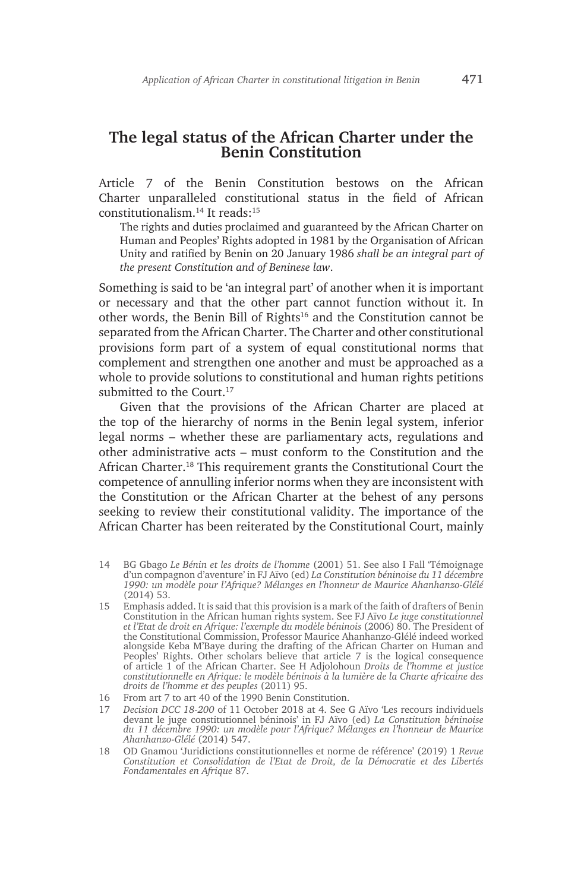## The legal status of the African Charter under the Benin Constitution

Article 7 of the Benin Constitution bestows on the African Charter unparalleled constitutional status in the field of African constitutionalism.[14] It reads:[15]

> The rights and duties proclaimed and guaranteed by the African Charter on Human and Peoples' Rights adopted in 1981 by the Organisation of African Unity and ratified by Benin on 20 January 1986 *shall be an integral part of the present Constitution and of Beninese law*.

Something is said to be 'an integral part' of another when it is important or necessary and that the other part cannot function without it. In other words, the Benin Bill of Rights[16] and the Constitution cannot be separated from the African Charter. The Charter and other constitutional provisions form part of a system of equal constitutional norms that complement and strengthen one another and must be approached as a whole to provide solutions to constitutional and human rights petitions submitted to the Court.[17]

Given that the provisions of the African Charter are placed at the top of the hierarchy of norms in the Benin legal system, inferior legal norms – whether these are parliamentary acts, regulations and other administrative acts – must conform to the Constitution and the African Charter.[18] This requirement grants the Constitutional Court the competence of annulling inferior norms when they are inconsistent with the Constitution or the African Charter at the behest of any persons seeking to review their constitutional validity. The importance of the African Charter has been reiterated by the Constitutional Court, mainly

---

14 BG Gbago *Le Bénin et les droits de l'homme* (2001) 51. See also I Fall 'Témoignage d'un compagnon d'aventure' in FJ Aïvo (ed) *La Constitution béninoise du 11 décembre 1990: un modèle pour l'Afrique? Mélanges en l'honneur de Maurice Ahanhanzo-Glélé* (2014) 53.

15 Emphasis added. It is said that this provision is a mark of the faith of drafters of Benin Constitution in the African human rights system. See FJ Aïvo *Le juge constitutionnel et l'Etat de droit en Afrique: l'exemple du modèle béninois* (2006) 80. The President of the Constitutional Commission, Professor Maurice Ahanhanzo-Glélé indeed worked alongside Keba M'Baye during the drafting of the African Charter on Human and Peoples' Rights. Other scholars believe that article 7 is the logical consequence of article 1 of the African Charter. See H Adjolohoun *Droits de l'homme et justice constitutionnelle en Afrique: le modèle béninois à la lumière de la Charte africaine des droits de l'homme et des peuples* (2011) 95.

16 From art 7 to art 40 of the 1990 Benin Constitution.

17 *Decision DCC 18-200* of 11 October 2018 at 4. See G Aïvo 'Les recours individuels devant le juge constitutionnel béninois' in FJ Aïvo (ed) *La Constitution béninoise du 11 décembre 1990: un modèle pour l'Afrique? Mélanges en l'honneur de Maurice Ahanhanzo-Glélé* (2014) 547.

18 OD Gnamou 'Juridictions constitutionnelles et norme de référence' (2019) 1 *Revue Constitution et Consolidation de l'Etat de Droit, de la Démocratie et des Libertés Fondamentales en Afrique* 87.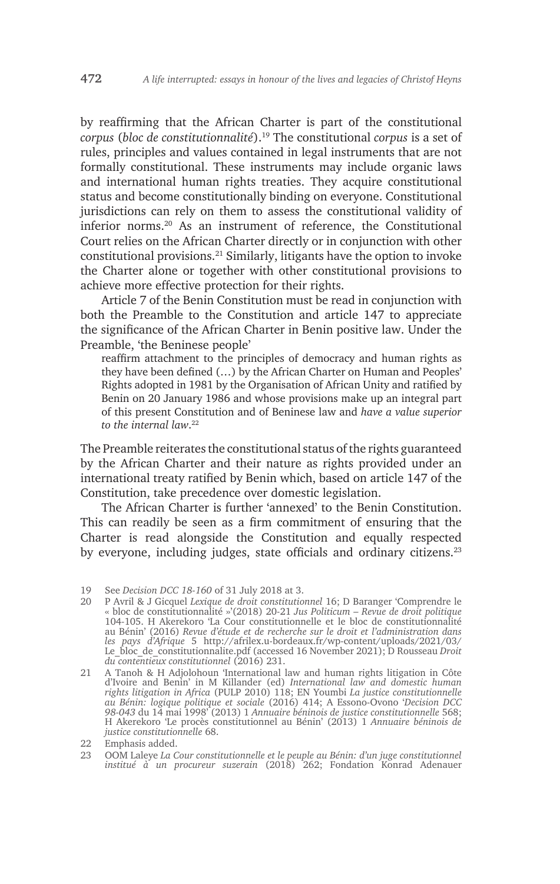by reaffirming that the African Charter is part of the constitutional *corpus* (*bloc de constitutionnalité*).[19] The constitutional *corpus* is a set of rules, principles and values contained in legal instruments that are not formally constitutional. These instruments may include organic laws and international human rights treaties. They acquire constitutional status and become constitutionally binding on everyone. Constitutional jurisdictions can rely on them to assess the constitutional validity of inferior norms.[20] As an instrument of reference, the Constitutional Court relies on the African Charter directly or in conjunction with other constitutional provisions.[21] Similarly, litigants have the option to invoke the Charter alone or together with other constitutional provisions to achieve more effective protection for their rights.

Article 7 of the Benin Constitution must be read in conjunction with both the Preamble to the Constitution and article 147 to appreciate the significance of the African Charter in Benin positive law. Under the Preamble, 'the Beninese people'

> reaffirm attachment to the principles of democracy and human rights as they have been defined (…) by the African Charter on Human and Peoples' Rights adopted in 1981 by the Organisation of African Unity and ratified by Benin on 20 January 1986 and whose provisions make up an integral part of this present Constitution and of Beninese law and *have a value superior to the internal law*.[22]

The Preamble reiterates the constitutional status of the rights guaranteed by the African Charter and their nature as rights provided under an international treaty ratified by Benin which, based on article 147 of the Constitution, take precedence over domestic legislation.

The African Charter is further 'annexed' to the Benin Constitution. This can readily be seen as a firm commitment of ensuring that the Charter is read alongside the Constitution and equally respected by everyone, including judges, state officials and ordinary citizens.[23]

---

19 See *Decision DCC 18-160* of 31 July 2018 at 3.

20 P Avril & J Gicquel *Lexique de droit constitutionnel* 16; D Baranger 'Comprendre le « bloc de constitutionnalité »'(2018) 20-21 *Jus Politicum – Revue de droit politique* 104-105. H Akerekoro 'La Cour constitutionnelle et le bloc de constitutionnalité au Bénin' (2016) *Revue d'étude et de recherche sur le droit et l'administration dans les pays d'Afrique* 5 http://afrilex.u-bordeaux.fr/wp-content/uploads/2021/03/Le_bloc_de_constitutionnalite.pdf (accessed 16 November 2021); D Rousseau *Droit du contentieux constitutionnel* (2016) 231.

21 A Tanoh & H Adjolohoun 'International law and human rights litigation in Côte d'Ivoire and Benin' in M Killander (ed) *International law and domestic human rights litigation in Africa* (PULP 2010) 118; EN Youmbi *La justice constitutionnelle au Bénin: logique politique et sociale* (2016) 414; A Essono-Ovono '*Decision DCC 98-043* du 14 mai 1998' (2013) 1 *Annuaire béninois de justice constitutionnelle* 568; H Akerekoro 'Le procès constitutionnel au Bénin' (2013) 1 *Annuaire béninois de justice constitutionnelle* 68.

22 Emphasis added.

23 OOM Laleye *La Cour constitutionnelle et le peuple au Bénin: d'un juge constitutionnel institué à un procureur suzerain* (2018) 262; Fondation Konrad Adenauer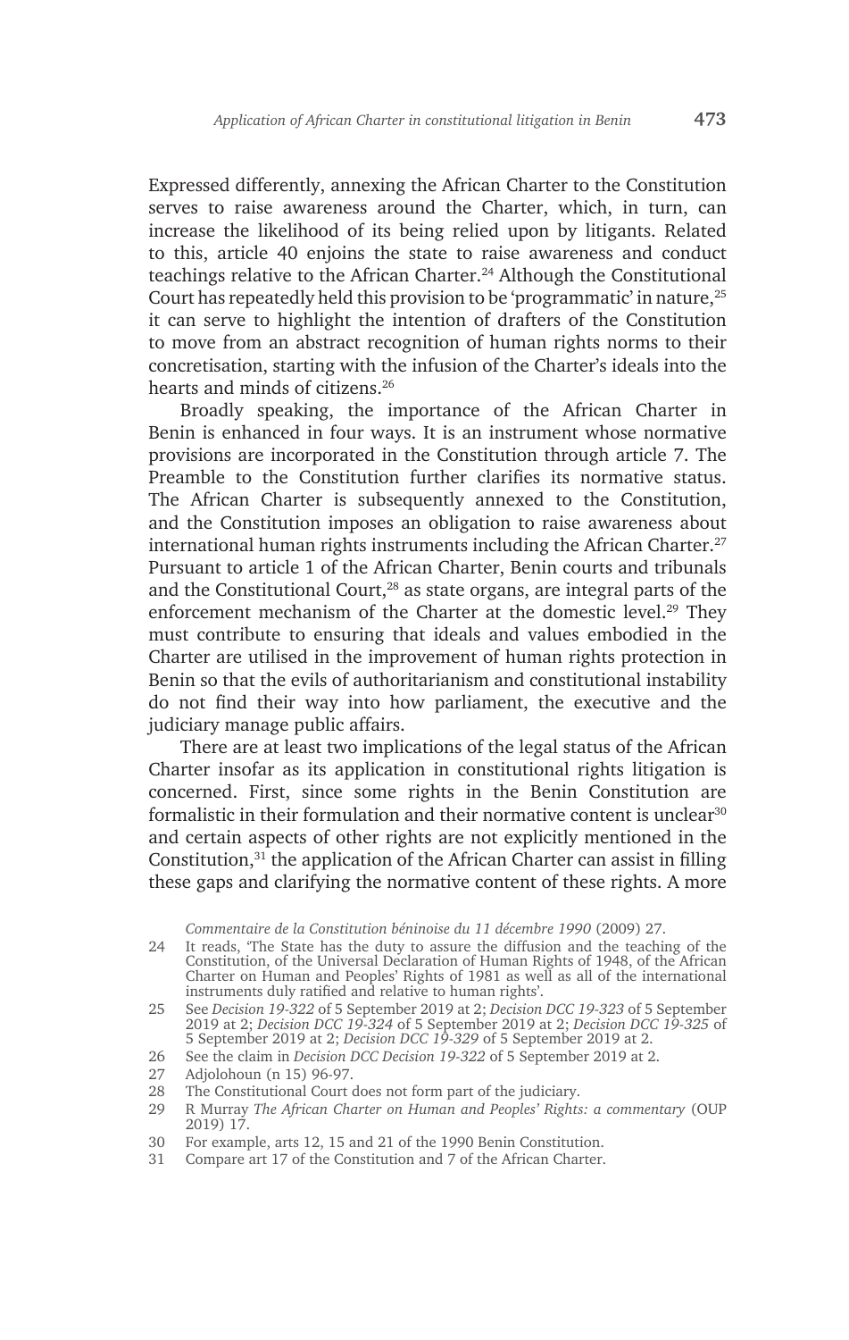Expressed differently, annexing the African Charter to the Constitution serves to raise awareness around the Charter, which, in turn, can increase the likelihood of its being relied upon by litigants. Related to this, article 40 enjoins the state to raise awareness and conduct teachings relative to the African Charter.[24] Although the Constitutional Court has repeatedly held this provision to be 'programmatic' in nature,[25] it can serve to highlight the intention of drafters of the Constitution to move from an abstract recognition of human rights norms to their concretisation, starting with the infusion of the Charter's ideals into the hearts and minds of citizens.[26]

Broadly speaking, the importance of the African Charter in Benin is enhanced in four ways. It is an instrument whose normative provisions are incorporated in the Constitution through article 7. The Preamble to the Constitution further clarifies its normative status. The African Charter is subsequently annexed to the Constitution, and the Constitution imposes an obligation to raise awareness about international human rights instruments including the African Charter.[27] Pursuant to article 1 of the African Charter, Benin courts and tribunals and the Constitutional Court,[28] as state organs, are integral parts of the enforcement mechanism of the Charter at the domestic level.[29] They must contribute to ensuring that ideals and values embodied in the Charter are utilised in the improvement of human rights protection in Benin so that the evils of authoritarianism and constitutional instability do not find their way into how parliament, the executive and the judiciary manage public affairs.

There are at least two implications of the legal status of the African Charter insofar as its application in constitutional rights litigation is concerned. First, since some rights in the Benin Constitution are formalistic in their formulation and their normative content is unclear[30] and certain aspects of other rights are not explicitly mentioned in the Constitution,[31] the application of the African Charter can assist in filling these gaps and clarifying the normative content of these rights. A more

*Commentaire de la Constitution béninoise du 11 décembre 1990* (2009) 27.

24 It reads, 'The State has the duty to assure the diffusion and the teaching of the Constitution, of the Universal Declaration of Human Rights of 1948, of the African Charter on Human and Peoples' Rights of 1981 as well as all of the international instruments duly ratified and relative to human rights'.

25 See *Decision 19-322* of 5 September 2019 at 2; *Decision DCC 19-323* of 5 September 2019 at 2; *Decision DCC 19-324* of 5 September 2019 at 2; *Decision DCC 19-325* of 5 September 2019 at 2; *Decision DCC 19-329* of 5 September 2019 at 2.

26 See the claim in *Decision DCC Decision 19-322* of 5 September 2019 at 2.

27 Adjolohoun (n 15) 96-97.

28 The Constitutional Court does not form part of the judiciary.

29 R Murray *The African Charter on Human and Peoples' Rights: a commentary* (OUP 2019) 17.

30 For example, arts 12, 15 and 21 of the 1990 Benin Constitution.

31 Compare art 17 of the Constitution and 7 of the African Charter.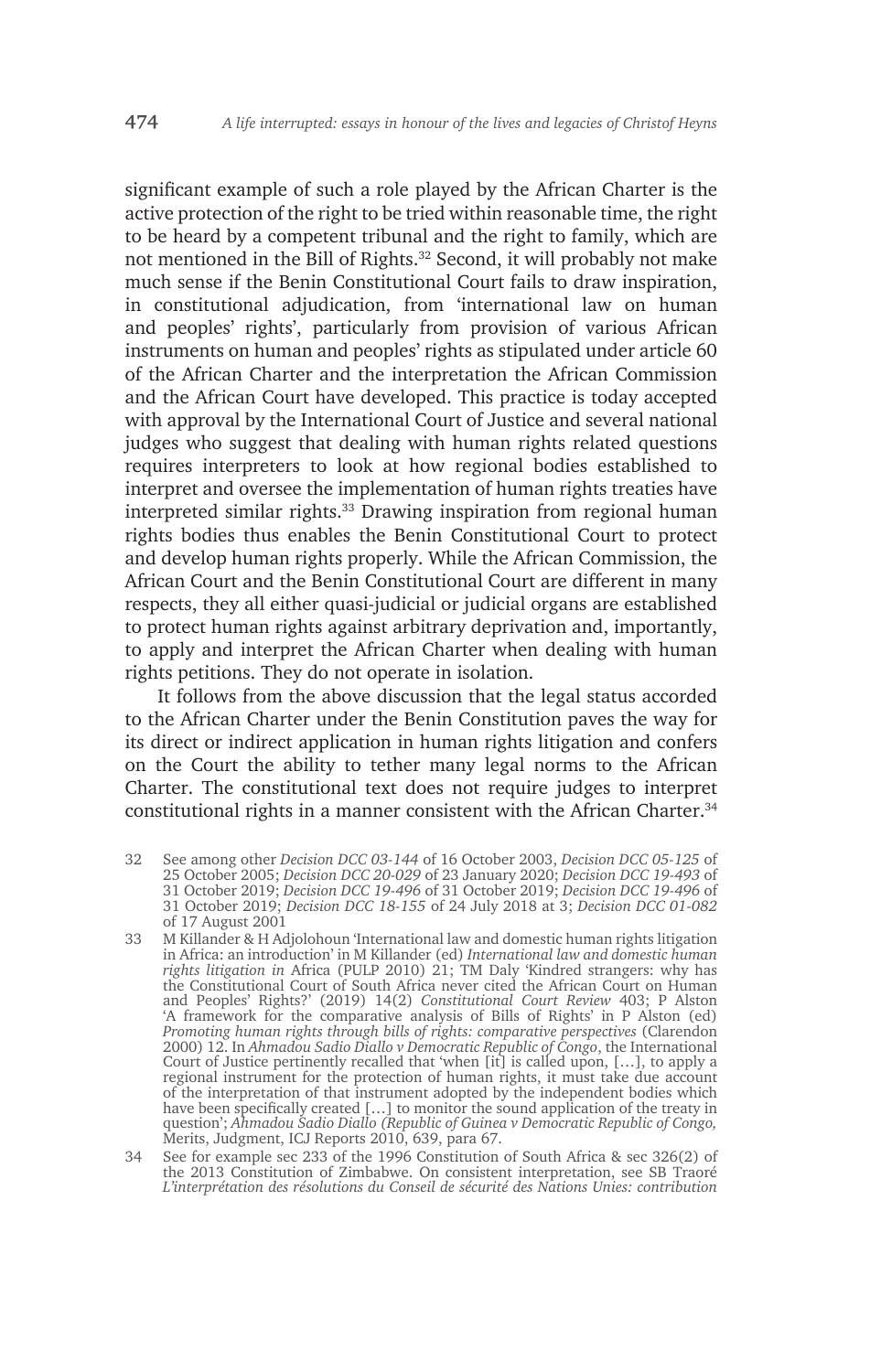significant example of such a role played by the African Charter is the active protection of the right to be tried within reasonable time, the right to be heard by a competent tribunal and the right to family, which are not mentioned in the Bill of Rights.[32] Second, it will probably not make much sense if the Benin Constitutional Court fails to draw inspiration, in constitutional adjudication, from 'international law on human and peoples' rights', particularly from provision of various African instruments on human and peoples' rights as stipulated under article 60 of the African Charter and the interpretation the African Commission and the African Court have developed. This practice is today accepted with approval by the International Court of Justice and several national judges who suggest that dealing with human rights related questions requires interpreters to look at how regional bodies established to interpret and oversee the implementation of human rights treaties have interpreted similar rights.[33] Drawing inspiration from regional human rights bodies thus enables the Benin Constitutional Court to protect and develop human rights properly. While the African Commission, the African Court and the Benin Constitutional Court are different in many respects, they all either quasi-judicial or judicial organs are established to protect human rights against arbitrary deprivation and, importantly, to apply and interpret the African Charter when dealing with human rights petitions. They do not operate in isolation.

It follows from the above discussion that the legal status accorded to the African Charter under the Benin Constitution paves the way for its direct or indirect application in human rights litigation and confers on the Court the ability to tether many legal norms to the African Charter. The constitutional text does not require judges to interpret constitutional rights in a manner consistent with the African Charter.[34]

---

32 See among other *Decision DCC 03-144* of 16 October 2003, *Decision DCC 05-125* of 25 October 2005; *Decision DCC 20-029* of 23 January 2020; *Decision DCC 19-493* of 31 October 2019; *Decision DCC 19-496* of 31 October 2019; *Decision DCC 19-496* of 31 October 2019; *Decision DCC 18-155* of 24 July 2018 at 3; *Decision DCC 01-082* of 17 August 2001

33 M Killander & H Adjolohoun 'International law and domestic human rights litigation in Africa: an introduction' in M Killander (ed) *International law and domestic human rights litigation in* Africa (PULP 2010) 21; TM Daly 'Kindred strangers: why has the Constitutional Court of South Africa never cited the African Court on Human and Peoples' Rights?' (2019) 14(2) *Constitutional Court Review* 403; P Alston 'A framework for the comparative analysis of Bills of Rights' in P Alston (ed) *Promoting human rights through bills of rights: comparative perspectives* (Clarendon 2000) 12. In *Ahmadou Sadio Diallo v Democratic Republic of Congo*, the International Court of Justice pertinently recalled that 'when [it] is called upon, […], to apply a regional instrument for the protection of human rights, it must take due account of the interpretation of that instrument adopted by the independent bodies which have been specifically created […] to monitor the sound application of the treaty in question'; *Ahmadou Sadio Diallo (Republic of Guinea v Democratic Republic of Congo,* Merits, Judgment, ICJ Reports 2010, 639, para 67.

34 See for example sec 233 of the 1996 Constitution of South Africa & sec 326(2) of the 2013 Constitution of Zimbabwe. On consistent interpretation, see SB Traoré *L'interprétation des résolutions du Conseil de sécurité des Nations Unies: contribution*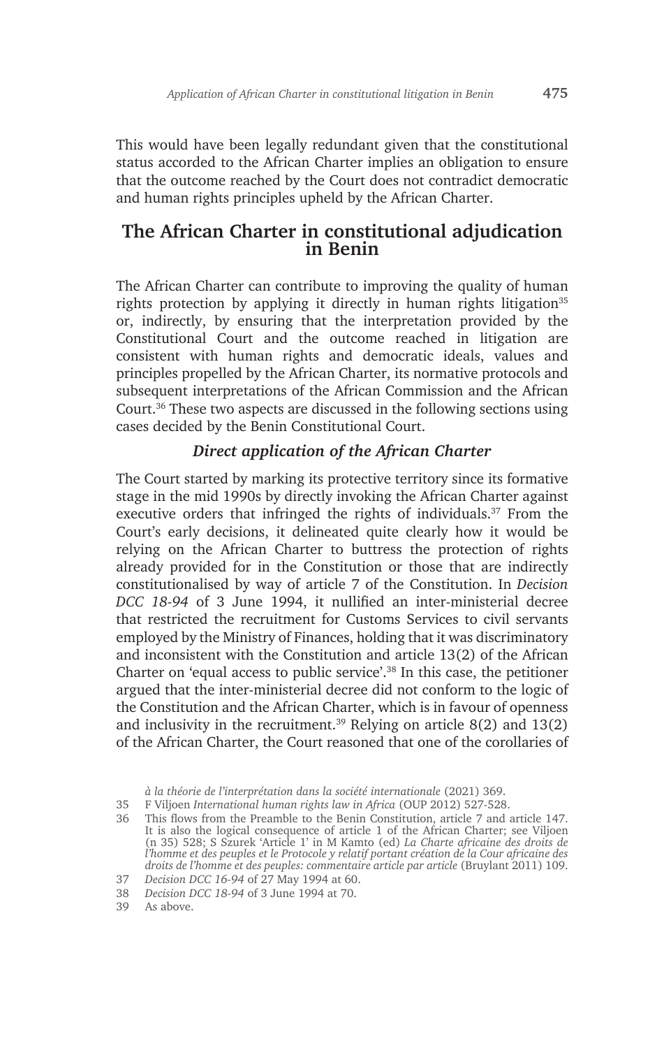This would have been legally redundant given that the constitutional status accorded to the African Charter implies an obligation to ensure that the outcome reached by the Court does not contradict democratic and human rights principles upheld by the African Charter.

## The African Charter in constitutional adjudication in Benin

The African Charter can contribute to improving the quality of human rights protection by applying it directly in human rights litigation[35] or, indirectly, by ensuring that the interpretation provided by the Constitutional Court and the outcome reached in litigation are consistent with human rights and democratic ideals, values and principles propelled by the African Charter, its normative protocols and subsequent interpretations of the African Commission and the African Court.[36] These two aspects are discussed in the following sections using cases decided by the Benin Constitutional Court.

### *Direct application of the African Charter*

The Court started by marking its protective territory since its formative stage in the mid 1990s by directly invoking the African Charter against executive orders that infringed the rights of individuals.[37] From the Court's early decisions, it delineated quite clearly how it would be relying on the African Charter to buttress the protection of rights already provided for in the Constitution or those that are indirectly constitutionalised by way of article 7 of the Constitution. In *Decision DCC 18-94* of 3 June 1994, it nullified an inter-ministerial decree that restricted the recruitment for Customs Services to civil servants employed by the Ministry of Finances, holding that it was discriminatory and inconsistent with the Constitution and article 13(2) of the African Charter on 'equal access to public service'.[38] In this case, the petitioner argued that the inter-ministerial decree did not conform to the logic of the Constitution and the African Charter, which is in favour of openness and inclusivity in the recruitment.[39] Relying on article 8(2) and 13(2) of the African Charter, the Court reasoned that one of the corollaries of

*à la théorie de l'interprétation dans la société internationale* (2021) 369.

35 F Viljoen *International human rights law in Africa* (OUP 2012) 527-528.

36 This flows from the Preamble to the Benin Constitution, article 7 and article 147. It is also the logical consequence of article 1 of the African Charter; see Viljoen (n 35) 528; S Szurek 'Article 1' in M Kamto (ed) *La Charte africaine des droits de l'homme et des peuples et le Protocole y relatif portant création de la Cour africaine des droits de l'homme et des peuples: commentaire article par article* (Bruylant 2011) 109.

37 *Decision DCC 16-94* of 27 May 1994 at 60.

38 *Decision DCC 18-94* of 3 June 1994 at 70.

39 As above.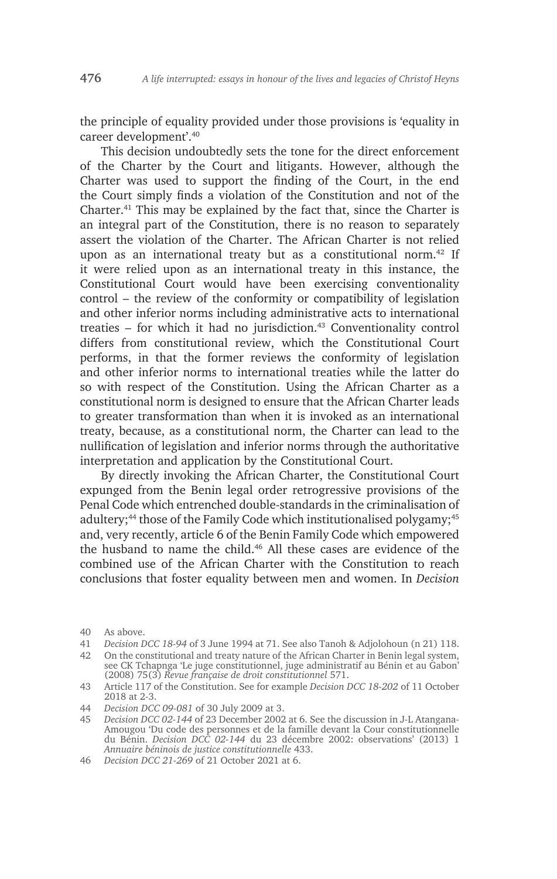the principle of equality provided under those provisions is 'equality in career development'.[40]

This decision undoubtedly sets the tone for the direct enforcement of the Charter by the Court and litigants. However, although the Charter was used to support the finding of the Court, in the end the Court simply finds a violation of the Constitution and not of the Charter.[41] This may be explained by the fact that, since the Charter is an integral part of the Constitution, there is no reason to separately assert the violation of the Charter. The African Charter is not relied upon as an international treaty but as a constitutional norm.[42] If it were relied upon as an international treaty in this instance, the Constitutional Court would have been exercising conventionality control – the review of the conformity or compatibility of legislation and other inferior norms including administrative acts to international treaties – for which it had no jurisdiction.[43] Conventionality control differs from constitutional review, which the Constitutional Court performs, in that the former reviews the conformity of legislation and other inferior norms to international treaties while the latter do so with respect of the Constitution. Using the African Charter as a constitutional norm is designed to ensure that the African Charter leads to greater transformation than when it is invoked as an international treaty, because, as a constitutional norm, the Charter can lead to the nullification of legislation and inferior norms through the authoritative interpretation and application by the Constitutional Court.

By directly invoking the African Charter, the Constitutional Court expunged from the Benin legal order retrogressive provisions of the Penal Code which entrenched double-standards in the criminalisation of adultery;[44] those of the Family Code which institutionalised polygamy;[45] and, very recently, article 6 of the Benin Family Code which empowered the husband to name the child.[46] All these cases are evidence of the combined use of the African Charter with the Constitution to reach conclusions that foster equality between men and women. In *Decision*

---

40 As above.

41 *Decision DCC 18-94* of 3 June 1994 at 71. See also Tanoh & Adjolohoun (n 21) 118.

42 On the constitutional and treaty nature of the African Charter in Benin legal system, see CK Tchapnga 'Le juge constitutionnel, juge administratif au Bénin et au Gabon' (2008) 75(3) *Revue française de droit constitutionnel* 571.

43 Article 117 of the Constitution. See for example *Decision DCC 18-202* of 11 October 2018 at 2-3.

44 *Decision DCC 09-081* of 30 July 2009 at 3.

45 *Decision DCC 02-144* of 23 December 2002 at 6. See the discussion in J-L Atangana-Amougou 'Du code des personnes et de la famille devant la Cour constitutionnelle du Bénin. *Decision DCC 02-144* du 23 décembre 2002: observations' (2013) 1 *Annuaire béninois de justice constitutionnelle* 433.

46 *Decision DCC 21-269* of 21 October 2021 at 6.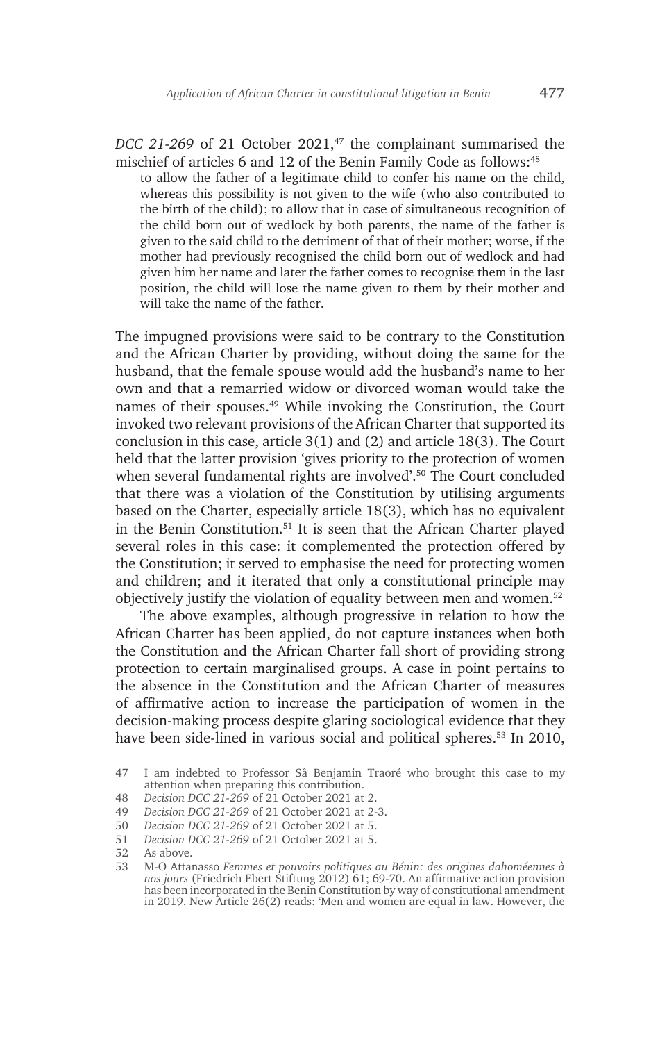*DCC 21-269* of 21 October 2021,[47] the complainant summarised the mischief of articles 6 and 12 of the Benin Family Code as follows:[48]

> to allow the father of a legitimate child to confer his name on the child, whereas this possibility is not given to the wife (who also contributed to the birth of the child); to allow that in case of simultaneous recognition of the child born out of wedlock by both parents, the name of the father is given to the said child to the detriment of that of their mother; worse, if the mother had previously recognised the child born out of wedlock and had given him her name and later the father comes to recognise them in the last position, the child will lose the name given to them by their mother and will take the name of the father.

The impugned provisions were said to be contrary to the Constitution and the African Charter by providing, without doing the same for the husband, that the female spouse would add the husband's name to her own and that a remarried widow or divorced woman would take the names of their spouses.[49] While invoking the Constitution, the Court invoked two relevant provisions of the African Charter that supported its conclusion in this case, article 3(1) and (2) and article 18(3). The Court held that the latter provision 'gives priority to the protection of women when several fundamental rights are involved'.[50] The Court concluded that there was a violation of the Constitution by utilising arguments based on the Charter, especially article 18(3), which has no equivalent in the Benin Constitution.[51] It is seen that the African Charter played several roles in this case: it complemented the protection offered by the Constitution; it served to emphasise the need for protecting women and children; and it iterated that only a constitutional principle may objectively justify the violation of equality between men and women.[52]

The above examples, although progressive in relation to how the African Charter has been applied, do not capture instances when both the Constitution and the African Charter fall short of providing strong protection to certain marginalised groups. A case in point pertains to the absence in the Constitution and the African Charter of measures of affirmative action to increase the participation of women in the decision-making process despite glaring sociological evidence that they have been side-lined in various social and political spheres.[53] In 2010,

---

47 I am indebted to Professor Sâ Benjamin Traoré who brought this case to my attention when preparing this contribution.

48 *Decision DCC 21-269* of 21 October 2021 at 2.

49 *Decision DCC 21-269* of 21 October 2021 at 2-3.

50 *Decision DCC 21-269* of 21 October 2021 at 5.

51 *Decision DCC 21-269* of 21 October 2021 at 5.

52 As above.

53 M-O Attanasso *Femmes et pouvoirs politiques au Bénin: des origines dahoméennes à nos jours* (Friedrich Ebert Stiftung 2012) 61; 69-70. An affirmative action provision has been incorporated in the Benin Constitution by way of constitutional amendment in 2019. New Article 26(2) reads: 'Men and women are equal in law. However, the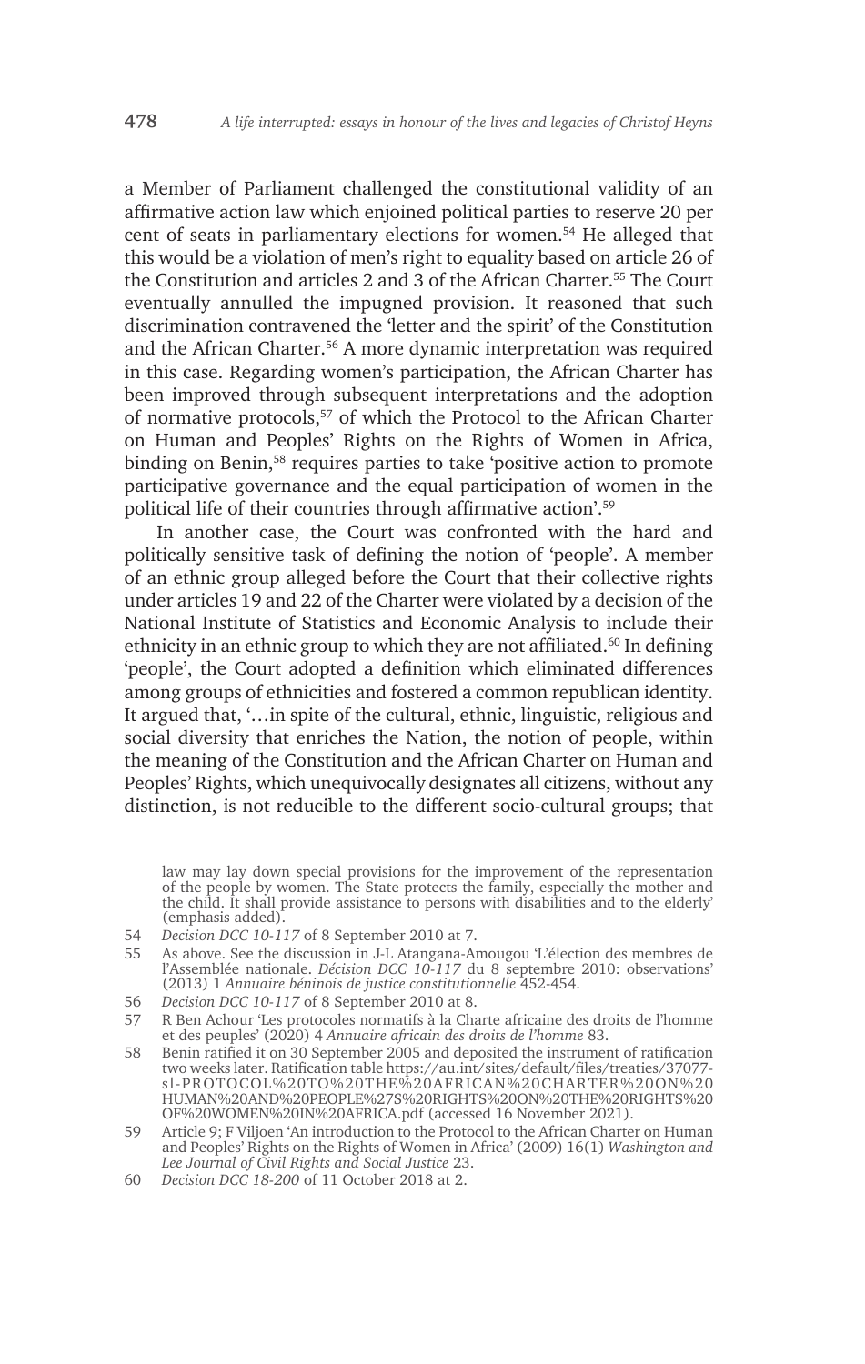a Member of Parliament challenged the constitutional validity of an affirmative action law which enjoined political parties to reserve 20 per cent of seats in parliamentary elections for women.[54] He alleged that this would be a violation of men's right to equality based on article 26 of the Constitution and articles 2 and 3 of the African Charter.[55] The Court eventually annulled the impugned provision. It reasoned that such discrimination contravened the 'letter and the spirit' of the Constitution and the African Charter.[56] A more dynamic interpretation was required in this case. Regarding women's participation, the African Charter has been improved through subsequent interpretations and the adoption of normative protocols,[57] of which the Protocol to the African Charter on Human and Peoples' Rights on the Rights of Women in Africa, binding on Benin,[58] requires parties to take 'positive action to promote participative governance and the equal participation of women in the political life of their countries through affirmative action'.[59]

In another case, the Court was confronted with the hard and politically sensitive task of defining the notion of 'people'. A member of an ethnic group alleged before the Court that their collective rights under articles 19 and 22 of the Charter were violated by a decision of the National Institute of Statistics and Economic Analysis to include their ethnicity in an ethnic group to which they are not affiliated.[60] In defining 'people', the Court adopted a definition which eliminated differences among groups of ethnicities and fostered a common republican identity. It argued that, '…in spite of the cultural, ethnic, linguistic, religious and social diversity that enriches the Nation, the notion of people, within the meaning of the Constitution and the African Charter on Human and Peoples' Rights, which unequivocally designates all citizens, without any distinction, is not reducible to the different socio-cultural groups; that

law may lay down special provisions for the improvement of the representation of the people by women. The State protects the family, especially the mother and the child. It shall provide assistance to persons with disabilities and to the elderly' (emphasis added).

54 *Decision DCC 10-117* of 8 September 2010 at 7.

55 As above. See the discussion in J-L Atangana-Amougou 'L'élection des membres de l'Assemblée nationale. *Décision DCC 10-117* du 8 septembre 2010: observations' (2013) 1 *Annuaire béninois de justice constitutionnelle* 452-454.

56 *Decision DCC 10-117* of 8 September 2010 at 8.

57 R Ben Achour 'Les protocoles normatifs à la Charte africaine des droits de l'homme et des peuples' (2020) 4 *Annuaire africain des droits de l'homme* 83.

58 Benin ratified it on 30 September 2005 and deposited the instrument of ratification two weeks later. Ratification table https://au.int/sites/default/files/treaties/37077-sl-PROTOCOL%20TO%20THE%20AFRICAN%20CHARTER%20ON%20HUMAN%20AND%20PEOPLE%27S%20RIGHTS%20ON%20THE%20RIGHTS%20OF%20WOMEN%20IN%20AFRICA.pdf (accessed 16 November 2021).

59 Article 9; F Viljoen 'An introduction to the Protocol to the African Charter on Human and Peoples' Rights on the Rights of Women in Africa' (2009) 16(1) *Washington and Lee Journal of Civil Rights and Social Justice* 23.

60 *Decision DCC 18-200* of 11 October 2018 at 2.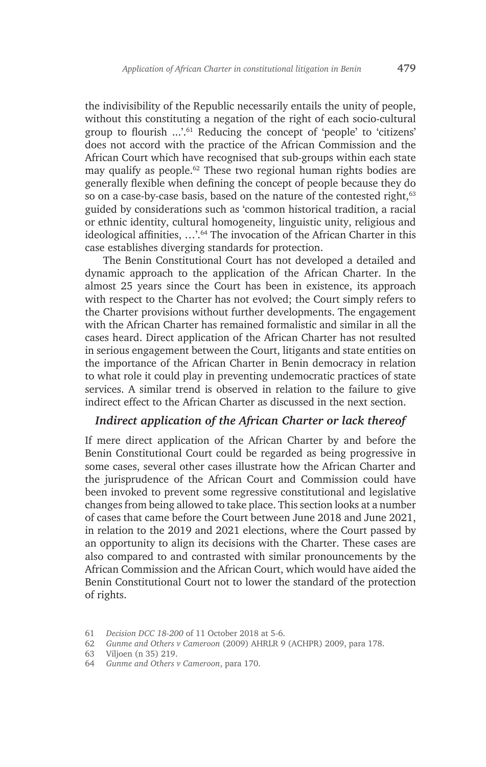the indivisibility of the Republic necessarily entails the unity of people, without this constituting a negation of the right of each socio-cultural group to flourish ...'.[61] Reducing the concept of 'people' to 'citizens' does not accord with the practice of the African Commission and the African Court which have recognised that sub-groups within each state may qualify as people.[62] These two regional human rights bodies are generally flexible when defining the concept of people because they do so on a case-by-case basis, based on the nature of the contested right,[63] guided by considerations such as 'common historical tradition, a racial or ethnic identity, cultural homogeneity, linguistic unity, religious and ideological affinities, …'.[64] The invocation of the African Charter in this case establishes diverging standards for protection.

The Benin Constitutional Court has not developed a detailed and dynamic approach to the application of the African Charter. In the almost 25 years since the Court has been in existence, its approach with respect to the Charter has not evolved; the Court simply refers to the Charter provisions without further developments. The engagement with the African Charter has remained formalistic and similar in all the cases heard. Direct application of the African Charter has not resulted in serious engagement between the Court, litigants and state entities on the importance of the African Charter in Benin democracy in relation to what role it could play in preventing undemocratic practices of state services. A similar trend is observed in relation to the failure to give indirect effect to the African Charter as discussed in the next section.

### *Indirect application of the African Charter or lack thereof*

If mere direct application of the African Charter by and before the Benin Constitutional Court could be regarded as being progressive in some cases, several other cases illustrate how the African Charter and the jurisprudence of the African Court and Commission could have been invoked to prevent some regressive constitutional and legislative changes from being allowed to take place. This section looks at a number of cases that came before the Court between June 2018 and June 2021, in relation to the 2019 and 2021 elections, where the Court passed by an opportunity to align its decisions with the Charter. These cases are also compared to and contrasted with similar pronouncements by the African Commission and the African Court, which would have aided the Benin Constitutional Court not to lower the standard of the protection of rights.

---

61 *Decision DCC 18-200* of 11 October 2018 at 5-6.

62 *Gunme and Others v Cameroon* (2009) AHRLR 9 (ACHPR) 2009, para 178.

63 Viljoen (n 35) 219.

64 *Gunme and Others v Cameroon*, para 170.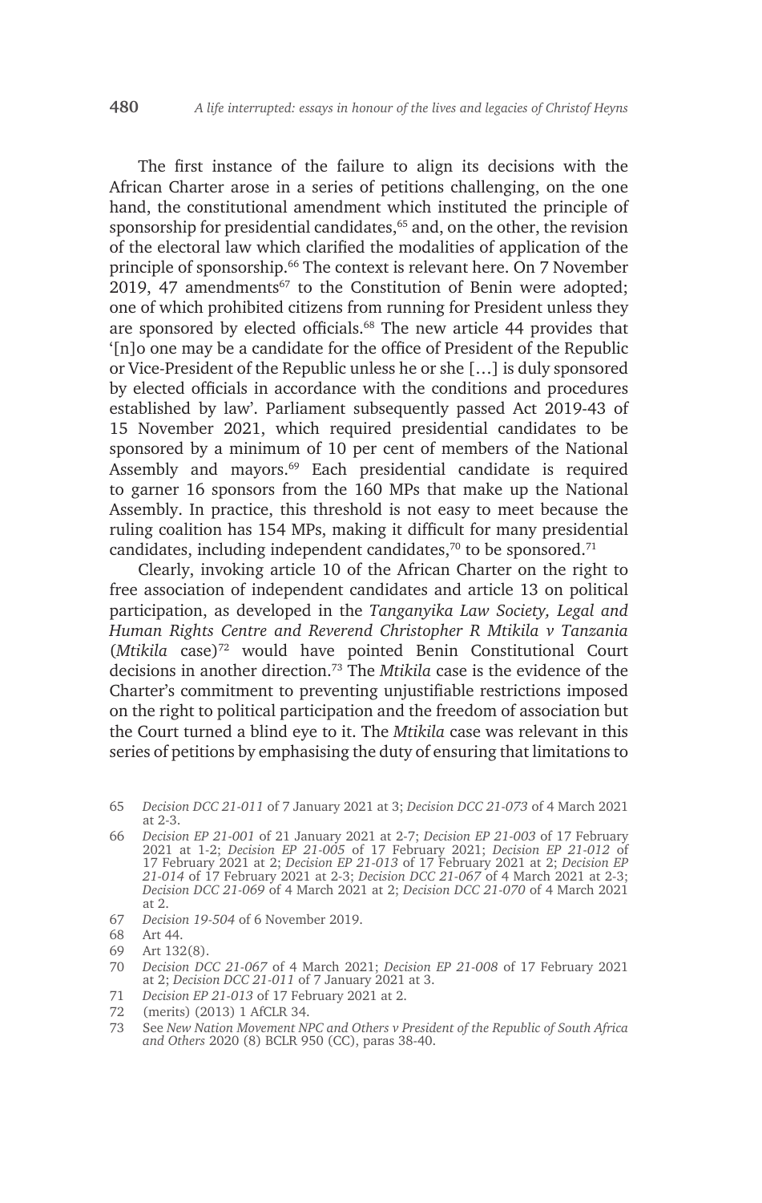The first instance of the failure to align its decisions with the African Charter arose in a series of petitions challenging, on the one hand, the constitutional amendment which instituted the principle of sponsorship for presidential candidates,[65] and, on the other, the revision of the electoral law which clarified the modalities of application of the principle of sponsorship.[66] The context is relevant here. On 7 November 2019, 47 amendments[67] to the Constitution of Benin were adopted; one of which prohibited citizens from running for President unless they are sponsored by elected officials.[68] The new article 44 provides that '[n]o one may be a candidate for the office of President of the Republic or Vice-President of the Republic unless he or she […] is duly sponsored by elected officials in accordance with the conditions and procedures established by law'. Parliament subsequently passed Act 2019-43 of 15 November 2021, which required presidential candidates to be sponsored by a minimum of 10 per cent of members of the National Assembly and mayors.[69] Each presidential candidate is required to garner 16 sponsors from the 160 MPs that make up the National Assembly. In practice, this threshold is not easy to meet because the ruling coalition has 154 MPs, making it difficult for many presidential candidates, including independent candidates,[70] to be sponsored.[71]

Clearly, invoking article 10 of the African Charter on the right to free association of independent candidates and article 13 on political participation, as developed in the *Tanganyika Law Society, Legal and Human Rights Centre and Reverend Christopher R Mtikila v Tanzania* (*Mtikila* case)[72] would have pointed Benin Constitutional Court decisions in another direction.[73] The *Mtikila* case is the evidence of the Charter's commitment to preventing unjustifiable restrictions imposed on the right to political participation and the freedom of association but the Court turned a blind eye to it. The *Mtikila* case was relevant in this series of petitions by emphasising the duty of ensuring that limitations to

65 *Decision DCC 21-011* of 7 January 2021 at 3; *Decision DCC 21-073* of 4 March 2021 at 2-3.

66 *Decision EP 21-001* of 21 January 2021 at 2-7; *Decision EP 21-003* of 17 February 2021 at 1-2; *Decision EP 21-005* of 17 February 2021; *Decision EP 21-012* of 17 February 2021 at 2; *Decision EP 21-013* of 17 February 2021 at 2; *Decision EP 21-014* of 17 February 2021 at 2-3; *Decision DCC 21-067* of 4 March 2021 at 2-3; *Decision DCC 21-069* of 4 March 2021 at 2; *Decision DCC 21-070* of 4 March 2021 at 2.

67 *Decision 19-504* of 6 November 2019.

68 Art 44.

69 Art 132(8).

70 *Decision DCC 21-067* of 4 March 2021; *Decision EP 21-008* of 17 February 2021 at 2; *Decision DCC 21-011* of 7 January 2021 at 3.

71 *Decision EP 21-013* of 17 February 2021 at 2.

72 (merits) (2013) 1 AfCLR 34.

73 See *New Nation Movement NPC and Others v President of the Republic of South Africa and Others* 2020 (8) BCLR 950 (CC), paras 38-40.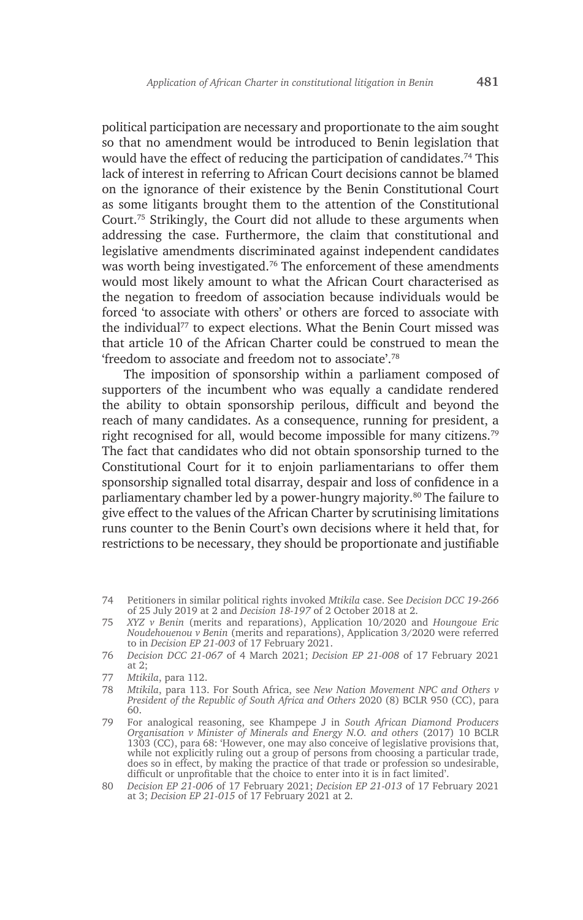political participation are necessary and proportionate to the aim sought so that no amendment would be introduced to Benin legislation that would have the effect of reducing the participation of candidates.[74] This lack of interest in referring to African Court decisions cannot be blamed on the ignorance of their existence by the Benin Constitutional Court as some litigants brought them to the attention of the Constitutional Court.[75] Strikingly, the Court did not allude to these arguments when addressing the case. Furthermore, the claim that constitutional and legislative amendments discriminated against independent candidates was worth being investigated.[76] The enforcement of these amendments would most likely amount to what the African Court characterised as the negation to freedom of association because individuals would be forced 'to associate with others' or others are forced to associate with the individual[77] to expect elections. What the Benin Court missed was that article 10 of the African Charter could be construed to mean the 'freedom to associate and freedom not to associate'.[78]

The imposition of sponsorship within a parliament composed of supporters of the incumbent who was equally a candidate rendered the ability to obtain sponsorship perilous, difficult and beyond the reach of many candidates. As a consequence, running for president, a right recognised for all, would become impossible for many citizens.[79] The fact that candidates who did not obtain sponsorship turned to the Constitutional Court for it to enjoin parliamentarians to offer them sponsorship signalled total disarray, despair and loss of confidence in a parliamentary chamber led by a power-hungry majority.[80] The failure to give effect to the values of the African Charter by scrutinising limitations runs counter to the Benin Court's own decisions where it held that, for restrictions to be necessary, they should be proportionate and justifiable

---

74 Petitioners in similar political rights invoked *Mtikila* case. See *Decision DCC 19-266* of 25 July 2019 at 2 and *Decision 18-197* of 2 October 2018 at 2.

75 *XYZ v Benin* (merits and reparations), Application 10/2020 and *Houngoue Eric Noudehouenou v Benin* (merits and reparations), Application 3/2020 were referred to in *Decision EP 21-003* of 17 February 2021.

76 *Decision DCC 21-067* of 4 March 2021; *Decision EP 21-008* of 17 February 2021 at 2;

77 *Mtikila*, para 112.

78 *Mtikila*, para 113. For South Africa, see *New Nation Movement NPC and Others v President of the Republic of South Africa and Others* 2020 (8) BCLR 950 (CC), para 60.

79 For analogical reasoning, see Khampepe J in *South African Diamond Producers Organisation v Minister of Minerals and Energy N.O. and others* (2017) 10 BCLR 1303 (CC), para 68: 'However, one may also conceive of legislative provisions that, while not explicitly ruling out a group of persons from choosing a particular trade, does so in effect, by making the practice of that trade or profession so undesirable, difficult or unprofitable that the choice to enter into it is in fact limited'.

80 *Decision EP 21-006* of 17 February 2021; *Decision EP 21-013* of 17 February 2021 at 3; *Decision EP 21-015* of 17 February 2021 at 2.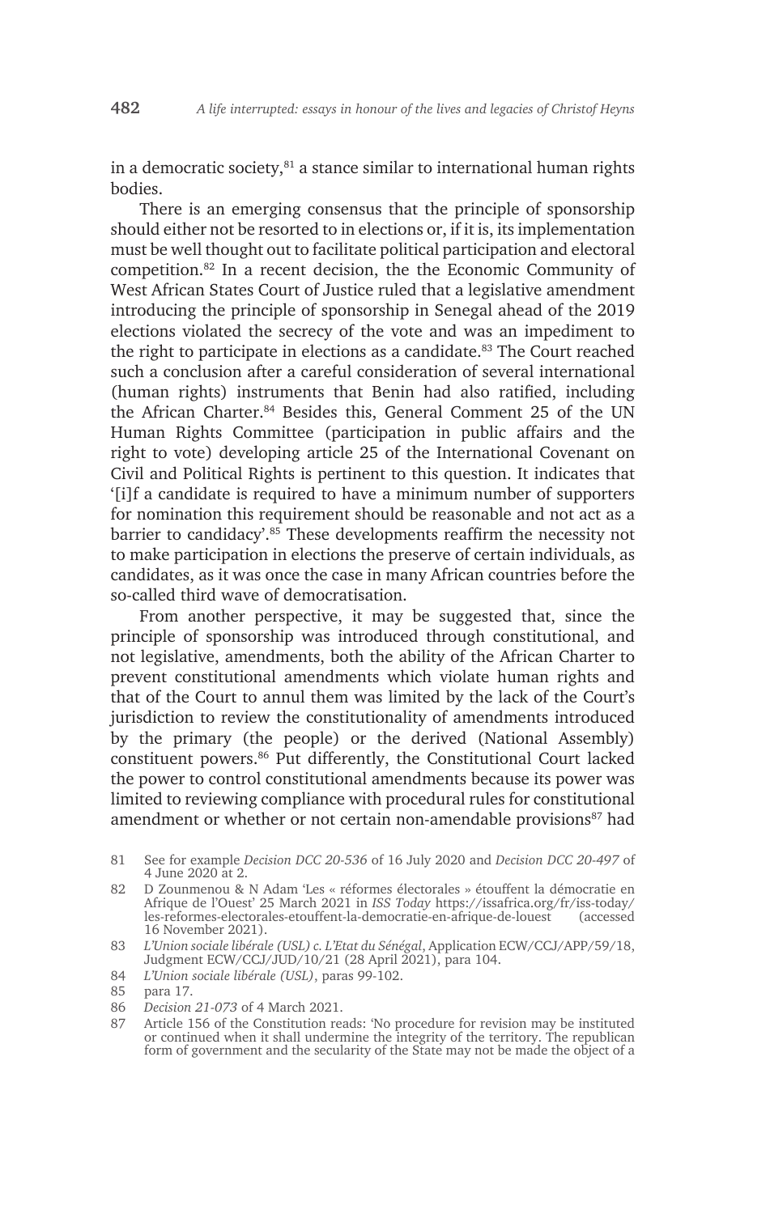in a democratic society,[81] a stance similar to international human rights bodies.

There is an emerging consensus that the principle of sponsorship should either not be resorted to in elections or, if it is, its implementation must be well thought out to facilitate political participation and electoral competition.[82] In a recent decision, the the Economic Community of West African States Court of Justice ruled that a legislative amendment introducing the principle of sponsorship in Senegal ahead of the 2019 elections violated the secrecy of the vote and was an impediment to the right to participate in elections as a candidate.[83] The Court reached such a conclusion after a careful consideration of several international (human rights) instruments that Benin had also ratified, including the African Charter.[84] Besides this, General Comment 25 of the UN Human Rights Committee (participation in public affairs and the right to vote) developing article 25 of the International Covenant on Civil and Political Rights is pertinent to this question. It indicates that '[i]f a candidate is required to have a minimum number of supporters for nomination this requirement should be reasonable and not act as a barrier to candidacy'.[85] These developments reaffirm the necessity not to make participation in elections the preserve of certain individuals, as candidates, as it was once the case in many African countries before the so-called third wave of democratisation.

From another perspective, it may be suggested that, since the principle of sponsorship was introduced through constitutional, and not legislative, amendments, both the ability of the African Charter to prevent constitutional amendments which violate human rights and that of the Court to annul them was limited by the lack of the Court's jurisdiction to review the constitutionality of amendments introduced by the primary (the people) or the derived (National Assembly) constituent powers.[86] Put differently, the Constitutional Court lacked the power to control constitutional amendments because its power was limited to reviewing compliance with procedural rules for constitutional amendment or whether or not certain non-amendable provisions[87] had

81 See for example *Decision DCC 20-536* of 16 July 2020 and *Decision DCC 20-497* of 4 June 2020 at 2.

82 D Zounmenou & N Adam 'Les « réformes électorales » étouffent la démocratie en Afrique de l'Ouest' 25 March 2021 in *ISS Today* https://issafrica.org/fr/iss-today/les-reformes-electorales-etouffent-la-democratie-en-afrique-de-louest (accessed 16 November 2021).

83 *L'Union sociale libérale (USL) c. L'Etat du Sénégal*, Application ECW/CCJ/APP/59/18, Judgment ECW/CCJ/JUD/10/21 (28 April 2021), para 104.

84 *L'Union sociale libérale (USL)*, paras 99-102.

85 para 17.

86 *Decision 21-073* of 4 March 2021.

87 Article 156 of the Constitution reads: 'No procedure for revision may be instituted or continued when it shall undermine the integrity of the territory. The republican form of government and the secularity of the State may not be made the object of a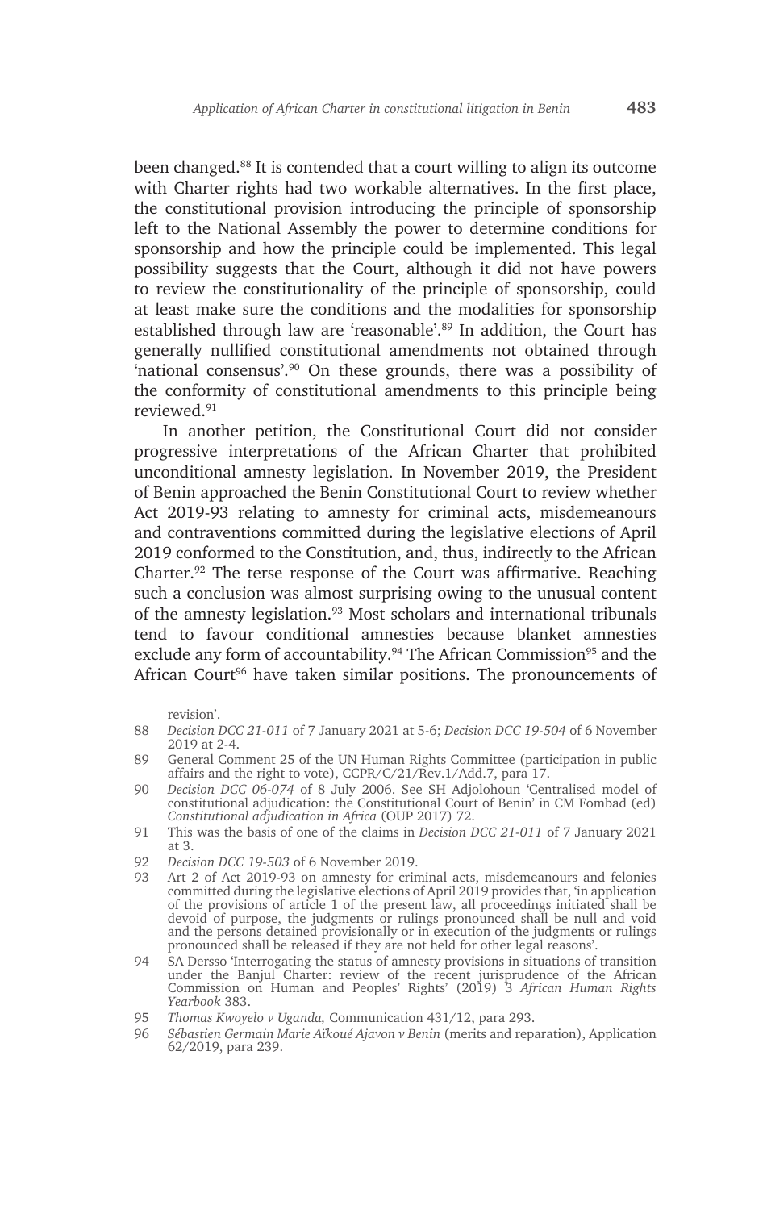been changed.[88] It is contended that a court willing to align its outcome with Charter rights had two workable alternatives. In the first place, the constitutional provision introducing the principle of sponsorship left to the National Assembly the power to determine conditions for sponsorship and how the principle could be implemented. This legal possibility suggests that the Court, although it did not have powers to review the constitutionality of the principle of sponsorship, could at least make sure the conditions and the modalities for sponsorship established through law are 'reasonable'.[89] In addition, the Court has generally nullified constitutional amendments not obtained through 'national consensus'.[90] On these grounds, there was a possibility of the conformity of constitutional amendments to this principle being reviewed.[91]

In another petition, the Constitutional Court did not consider progressive interpretations of the African Charter that prohibited unconditional amnesty legislation. In November 2019, the President of Benin approached the Benin Constitutional Court to review whether Act 2019-93 relating to amnesty for criminal acts, misdemeanours and contraventions committed during the legislative elections of April 2019 conformed to the Constitution, and, thus, indirectly to the African Charter.[92] The terse response of the Court was affirmative. Reaching such a conclusion was almost surprising owing to the unusual content of the amnesty legislation.[93] Most scholars and international tribunals tend to favour conditional amnesties because blanket amnesties exclude any form of accountability.[94] The African Commission[95] and the African Court[96] have taken similar positions. The pronouncements of

revision'.

88 *Decision DCC 21-011* of 7 January 2021 at 5-6; *Decision DCC 19-504* of 6 November 2019 at 2-4.

89 General Comment 25 of the UN Human Rights Committee (participation in public affairs and the right to vote), CCPR/C/21/Rev.1/Add.7, para 17.

90 *Decision DCC 06-074* of 8 July 2006. See SH Adjolohoun 'Centralised model of constitutional adjudication: the Constitutional Court of Benin' in CM Fombad (ed) *Constitutional adjudication in Africa* (OUP 2017) 72.

91 This was the basis of one of the claims in *Decision DCC 21-011* of 7 January 2021 at 3.

92 *Decision DCC 19-503* of 6 November 2019.

93 Art 2 of Act 2019-93 on amnesty for criminal acts, misdemeanours and felonies committed during the legislative elections of April 2019 provides that, 'in application of the provisions of article 1 of the present law, all proceedings initiated shall be devoid of purpose, the judgments or rulings pronounced shall be null and void and the persons detained provisionally or in execution of the judgments or rulings pronounced shall be released if they are not held for other legal reasons'.

94 SA Dersso 'Interrogating the status of amnesty provisions in situations of transition under the Banjul Charter: review of the recent jurisprudence of the African Commission on Human and Peoples' Rights' (2019) 3 *African Human Rights Yearbook* 383.

95 *Thomas Kwoyelo v Uganda,* Communication 431/12, para 293.

96 *Sébastien Germain Marie Aïkoué Ajavon v Benin* (merits and reparation), Application 62/2019, para 239.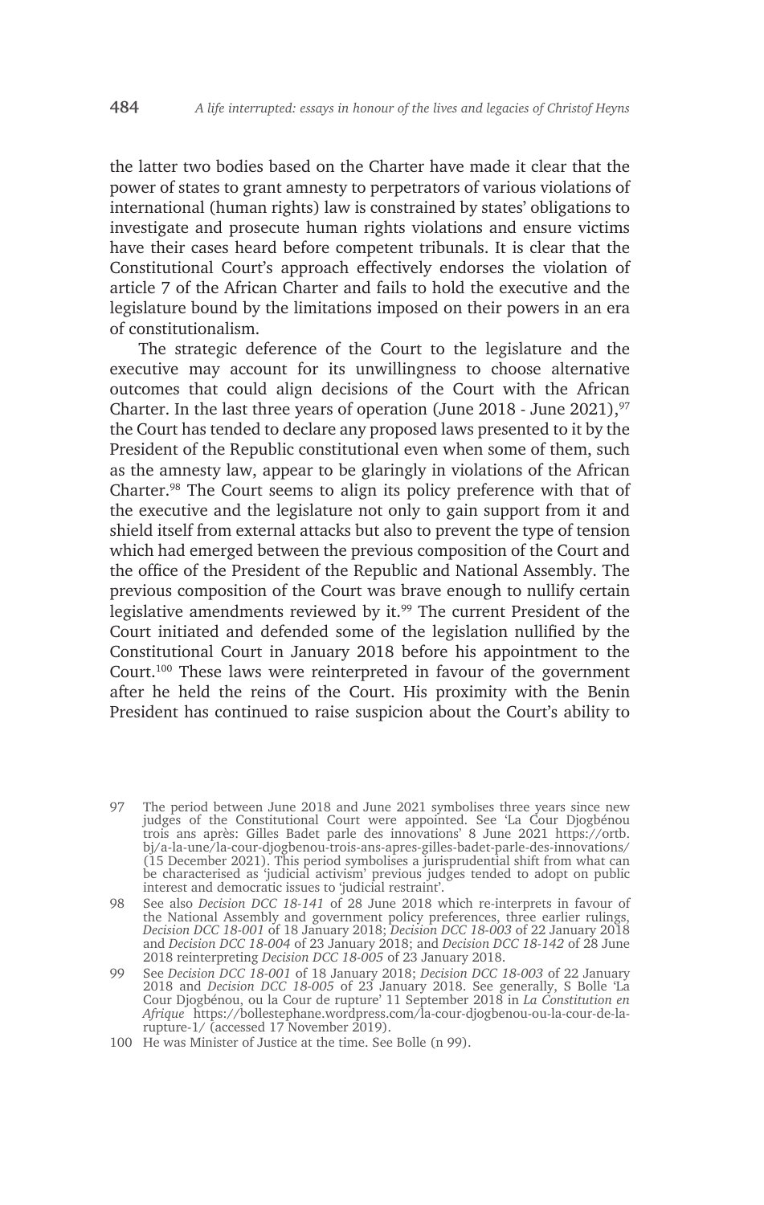the latter two bodies based on the Charter have made it clear that the power of states to grant amnesty to perpetrators of various violations of international (human rights) law is constrained by states' obligations to investigate and prosecute human rights violations and ensure victims have their cases heard before competent tribunals. It is clear that the Constitutional Court's approach effectively endorses the violation of article 7 of the African Charter and fails to hold the executive and the legislature bound by the limitations imposed on their powers in an era of constitutionalism.

The strategic deference of the Court to the legislature and the executive may account for its unwillingness to choose alternative outcomes that could align decisions of the Court with the African Charter. In the last three years of operation (June 2018 - June 2021),[97] the Court has tended to declare any proposed laws presented to it by the President of the Republic constitutional even when some of them, such as the amnesty law, appear to be glaringly in violations of the African Charter.[98] The Court seems to align its policy preference with that of the executive and the legislature not only to gain support from it and shield itself from external attacks but also to prevent the type of tension which had emerged between the previous composition of the Court and the office of the President of the Republic and National Assembly. The previous composition of the Court was brave enough to nullify certain legislative amendments reviewed by it.[99] The current President of the Court initiated and defended some of the legislation nullified by the Constitutional Court in January 2018 before his appointment to the Court.[100] These laws were reinterpreted in favour of the government after he held the reins of the Court. His proximity with the Benin President has continued to raise suspicion about the Court's ability to

---

97 The period between June 2018 and June 2021 symbolises three years since new judges of the Constitutional Court were appointed. See 'La Cour Djogbénou trois ans après: Gilles Badet parle des innovations' 8 June 2021 https://ortb.bj/a-la-une/la-cour-djogbenou-trois-ans-apres-gilles-badet-parle-des-innovations/ (15 December 2021). This period symbolises a jurisprudential shift from what can be characterised as 'judicial activism' previous judges tended to adopt on public interest and democratic issues to 'judicial restraint'.

98 See also *Decision DCC 18-141* of 28 June 2018 which re-interprets in favour of the National Assembly and government policy preferences, three earlier rulings, *Decision DCC 18-001* of 18 January 2018; *Decision DCC 18-003* of 22 January 2018 and *Decision DCC 18-004* of 23 January 2018; and *Decision DCC 18-142* of 28 June 2018 reinterpreting *Decision DCC 18-005* of 23 January 2018.

99 See *Decision DCC 18-001* of 18 January 2018; *Decision DCC 18-003* of 22 January 2018 and *Decision DCC 18-005* of 23 January 2018. See generally, S Bolle 'La Cour Djogbénou, ou la Cour de rupture' 11 September 2018 in *La Constitution en Afrique* https://bollestephane.wordpress.com/la-cour-djogbenou-ou-la-cour-de-la-rupture-1/ (accessed 17 November 2019).

100 He was Minister of Justice at the time. See Bolle (n 99).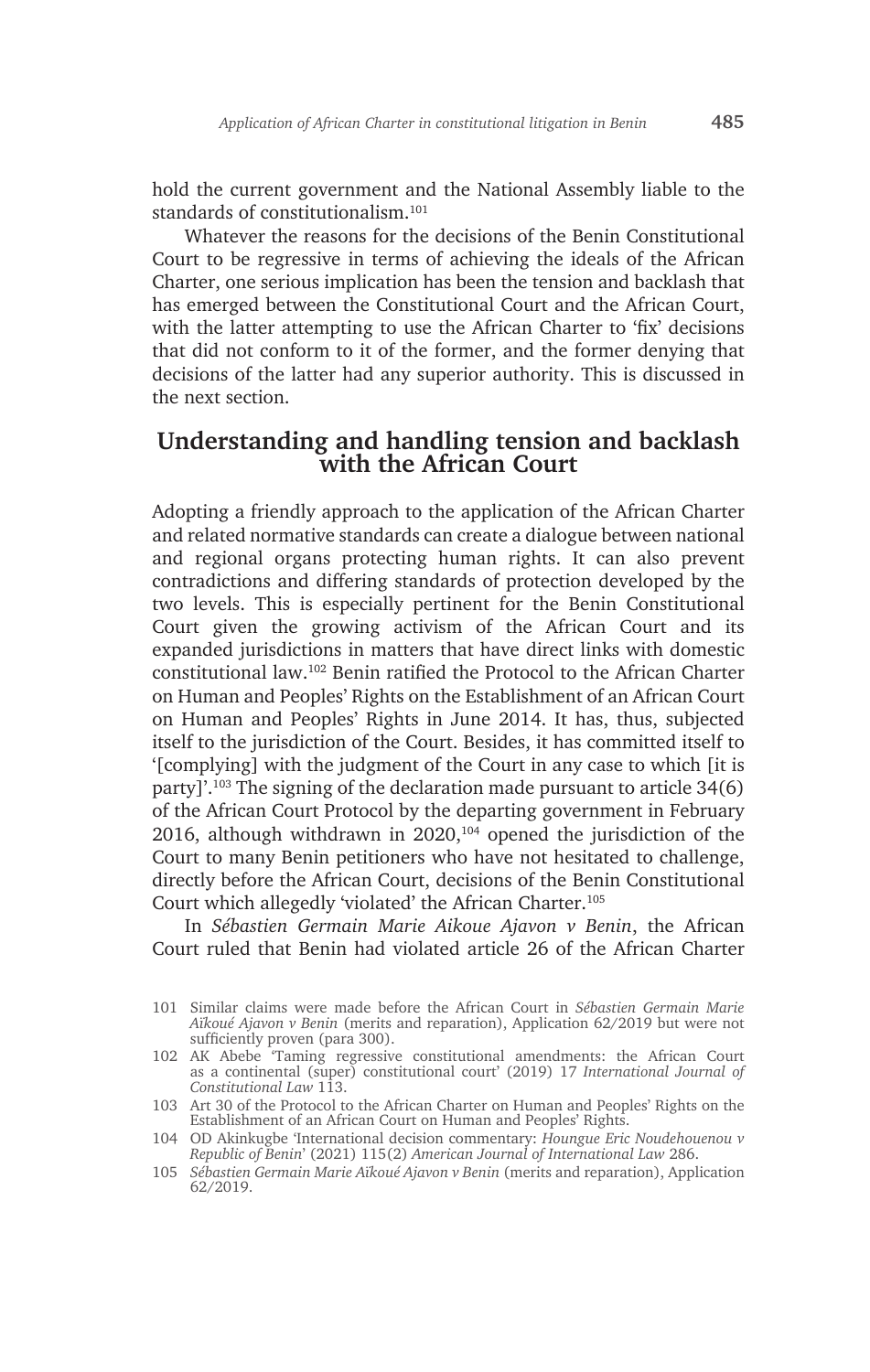hold the current government and the National Assembly liable to the standards of constitutionalism.[101]

Whatever the reasons for the decisions of the Benin Constitutional Court to be regressive in terms of achieving the ideals of the African Charter, one serious implication has been the tension and backlash that has emerged between the Constitutional Court and the African Court, with the latter attempting to use the African Charter to 'fix' decisions that did not conform to it of the former, and the former denying that decisions of the latter had any superior authority. This is discussed in the next section.

## Understanding and handling tension and backlash with the African Court

Adopting a friendly approach to the application of the African Charter and related normative standards can create a dialogue between national and regional organs protecting human rights. It can also prevent contradictions and differing standards of protection developed by the two levels. This is especially pertinent for the Benin Constitutional Court given the growing activism of the African Court and its expanded jurisdictions in matters that have direct links with domestic constitutional law.[102] Benin ratified the Protocol to the African Charter on Human and Peoples' Rights on the Establishment of an African Court on Human and Peoples' Rights in June 2014. It has, thus, subjected itself to the jurisdiction of the Court. Besides, it has committed itself to '[complying] with the judgment of the Court in any case to which [it is party]'.[103] The signing of the declaration made pursuant to article 34(6) of the African Court Protocol by the departing government in February 2016, although withdrawn in 2020,[104] opened the jurisdiction of the Court to many Benin petitioners who have not hesitated to challenge, directly before the African Court, decisions of the Benin Constitutional Court which allegedly 'violated' the African Charter.[105]

In *Sébastien Germain Marie Aikoue Ajavon v Benin*, the African Court ruled that Benin had violated article 26 of the African Charter

---

101 Similar claims were made before the African Court in *Sébastien Germain Marie Aïkoué Ajavon v Benin* (merits and reparation), Application 62/2019 but were not sufficiently proven (para 300).

102 AK Abebe 'Taming regressive constitutional amendments: the African Court as a continental (super) constitutional court' (2019) 17 *International Journal of Constitutional Law* 113.

103 Art 30 of the Protocol to the African Charter on Human and Peoples' Rights on the Establishment of an African Court on Human and Peoples' Rights.

104 OD Akinkugbe 'International decision commentary: *Houngue Eric Noudehouenou v Republic of Benin*' (2021) 115(2) *American Journal of International Law* 286.

105 *Sébastien Germain Marie Aïkoué Ajavon v Benin* (merits and reparation), Application 62/2019.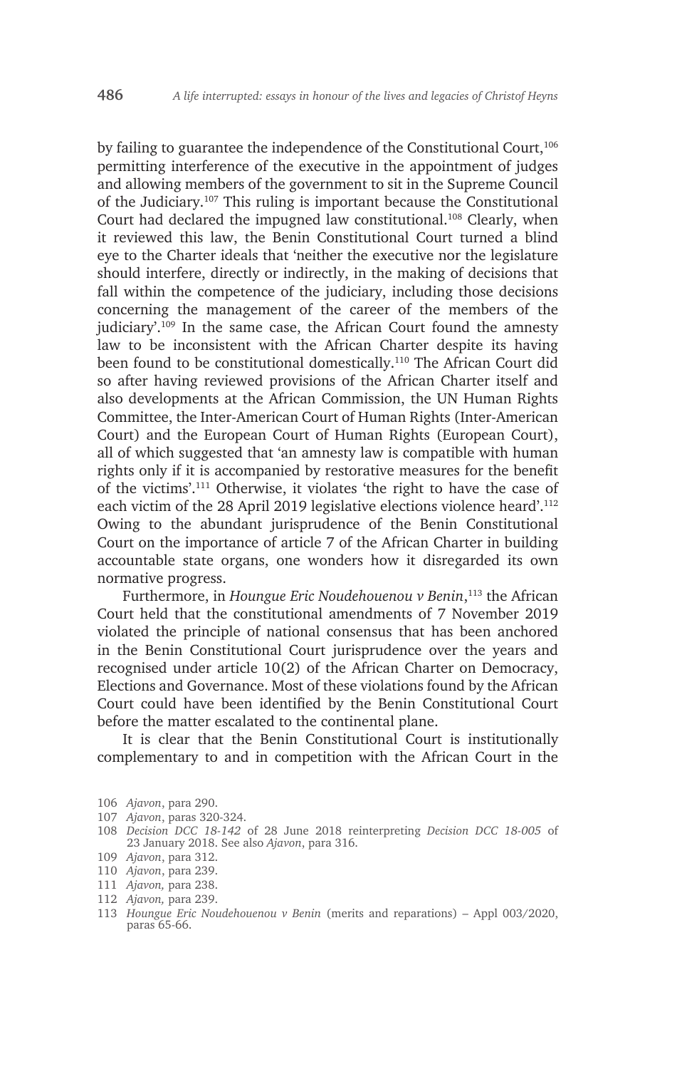by failing to guarantee the independence of the Constitutional Court,[106] permitting interference of the executive in the appointment of judges and allowing members of the government to sit in the Supreme Council of the Judiciary.[107] This ruling is important because the Constitutional Court had declared the impugned law constitutional.[108] Clearly, when it reviewed this law, the Benin Constitutional Court turned a blind eye to the Charter ideals that 'neither the executive nor the legislature should interfere, directly or indirectly, in the making of decisions that fall within the competence of the judiciary, including those decisions concerning the management of the career of the members of the judiciary'.[109] In the same case, the African Court found the amnesty law to be inconsistent with the African Charter despite its having been found to be constitutional domestically.[110] The African Court did so after having reviewed provisions of the African Charter itself and also developments at the African Commission, the UN Human Rights Committee, the Inter-American Court of Human Rights (Inter-American Court) and the European Court of Human Rights (European Court), all of which suggested that 'an amnesty law is compatible with human rights only if it is accompanied by restorative measures for the benefit of the victims'.[111] Otherwise, it violates 'the right to have the case of each victim of the 28 April 2019 legislative elections violence heard'.[112] Owing to the abundant jurisprudence of the Benin Constitutional Court on the importance of article 7 of the African Charter in building accountable state organs, one wonders how it disregarded its own normative progress.

Furthermore, in *Houngue Eric Noudehouenou v Benin*,[113] the African Court held that the constitutional amendments of 7 November 2019 violated the principle of national consensus that has been anchored in the Benin Constitutional Court jurisprudence over the years and recognised under article 10(2) of the African Charter on Democracy, Elections and Governance. Most of these violations found by the African Court could have been identified by the Benin Constitutional Court before the matter escalated to the continental plane.

It is clear that the Benin Constitutional Court is institutionally complementary to and in competition with the African Court in the

106 *Ajavon*, para 290.

107 *Ajavon*, paras 320-324.

108 *Decision DCC 18-142* of 28 June 2018 reinterpreting *Decision DCC 18-005* of 23 January 2018. See also *Ajavon*, para 316.

109 *Ajavon*, para 312.

110 *Ajavon*, para 239.

111 *Ajavon,* para 238.

112 *Ajavon,* para 239.

113 *Houngue Eric Noudehouenou v Benin* (merits and reparations) – Appl 003/2020, paras 65-66.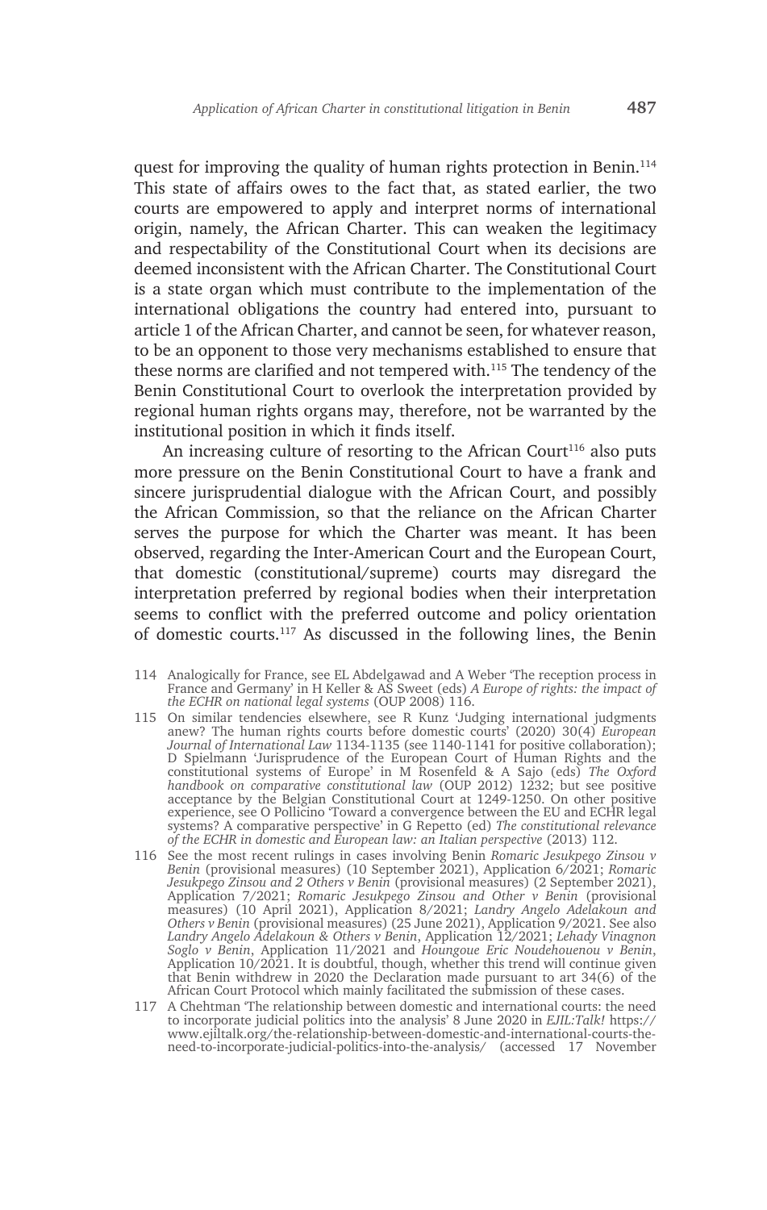quest for improving the quality of human rights protection in Benin.[114] This state of affairs owes to the fact that, as stated earlier, the two courts are empowered to apply and interpret norms of international origin, namely, the African Charter. This can weaken the legitimacy and respectability of the Constitutional Court when its decisions are deemed inconsistent with the African Charter. The Constitutional Court is a state organ which must contribute to the implementation of the international obligations the country had entered into, pursuant to article 1 of the African Charter, and cannot be seen, for whatever reason, to be an opponent to those very mechanisms established to ensure that these norms are clarified and not tempered with.[115] The tendency of the Benin Constitutional Court to overlook the interpretation provided by regional human rights organs may, therefore, not be warranted by the institutional position in which it finds itself.

An increasing culture of resorting to the African Court[116] also puts more pressure on the Benin Constitutional Court to have a frank and sincere jurisprudential dialogue with the African Court, and possibly the African Commission, so that the reliance on the African Charter serves the purpose for which the Charter was meant. It has been observed, regarding the Inter-American Court and the European Court, that domestic (constitutional/supreme) courts may disregard the interpretation preferred by regional bodies when their interpretation seems to conflict with the preferred outcome and policy orientation of domestic courts.[117] As discussed in the following lines, the Benin

---

114 Analogically for France, see EL Abdelgawad and A Weber 'The reception process in France and Germany' in H Keller & AS Sweet (eds) *A Europe of rights: the impact of the ECHR on national legal systems* (OUP 2008) 116.

115 On similar tendencies elsewhere, see R Kunz 'Judging international judgments anew? The human rights courts before domestic courts' (2020) 30(4) *European Journal of International Law* 1134-1135 (see 1140-1141 for positive collaboration); D Spielmann 'Jurisprudence of the European Court of Human Rights and the constitutional systems of Europe' in M Rosenfeld & A Sajo (eds) *The Oxford handbook on comparative constitutional law* (OUP 2012) 1232; but see positive acceptance by the Belgian Constitutional Court at 1249-1250. On other positive experience, see O Pollicino 'Toward a convergence between the EU and ECHR legal systems? A comparative perspective' in G Repetto (ed) *The constitutional relevance of the ECHR in domestic and European law: an Italian perspective* (2013) 112.

116 See the most recent rulings in cases involving Benin *Romaric Jesukpego Zinsou v Benin* (provisional measures) (10 September 2021), Application 6/2021; *Romaric Jesukpego Zinsou and 2 Others v Benin* (provisional measures) (2 September 2021), Application 7/2021; *Romaric Jesukpego Zinsou and Other v Benin* (provisional measures) (10 April 2021), Application 8/2021; *Landry Angelo Adelakoun and Others v Benin* (provisional measures) (25 June 2021), Application 9/2021. See also *Landry Angelo Adelakoun & Others v Benin*, Application 12/2021; *Lehady Vinagnon Soglo v Benin*, Application 11/2021 and *Houngoue Eric Noudehouenou v Benin*, Application 10/2021. It is doubtful, though, whether this trend will continue given that Benin withdrew in 2020 the Declaration made pursuant to art 34(6) of the African Court Protocol which mainly facilitated the submission of these cases.

117 A Chehtman 'The relationship between domestic and international courts: the need to incorporate judicial politics into the analysis' 8 June 2020 in *EJIL:Talk!* https://www.ejiltalk.org/the-relationship-between-domestic-and-international-courts-the-need-to-incorporate-judicial-politics-into-the-analysis/ (accessed 17 November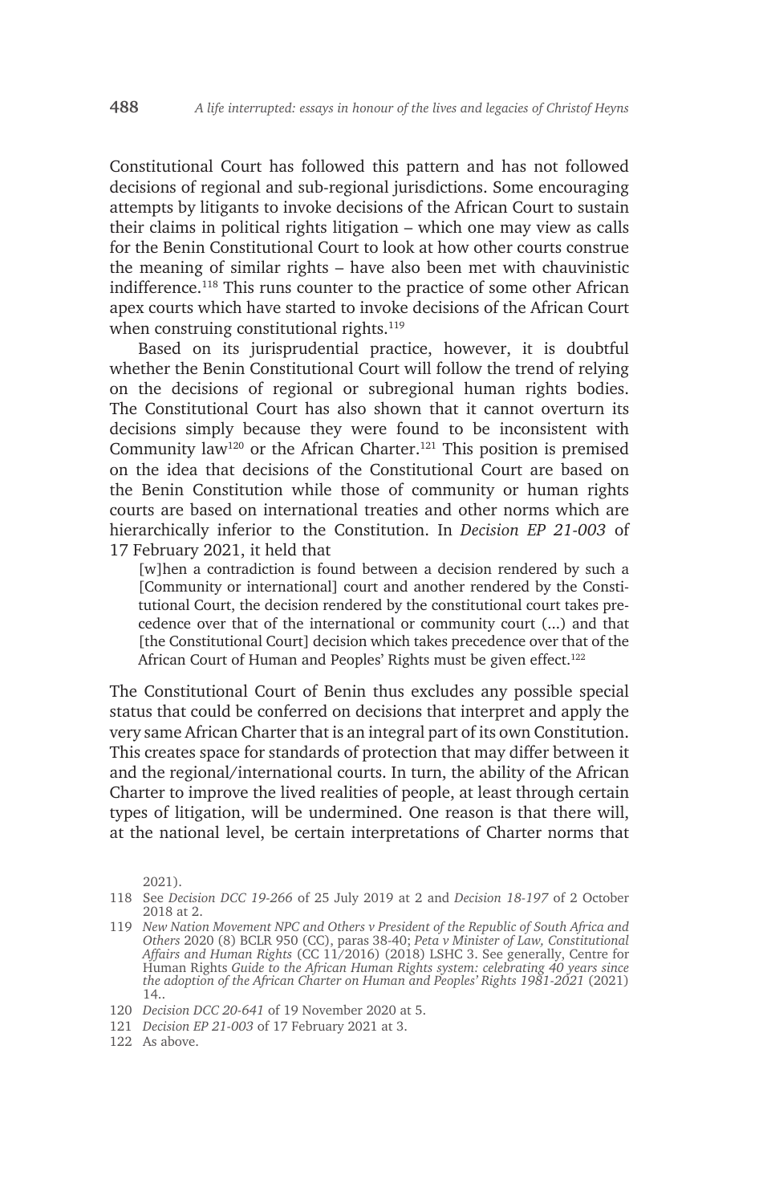Constitutional Court has followed this pattern and has not followed decisions of regional and sub-regional jurisdictions. Some encouraging attempts by litigants to invoke decisions of the African Court to sustain their claims in political rights litigation – which one may view as calls for the Benin Constitutional Court to look at how other courts construe the meaning of similar rights – have also been met with chauvinistic indifference.[118] This runs counter to the practice of some other African apex courts which have started to invoke decisions of the African Court when construing constitutional rights.[119]

Based on its jurisprudential practice, however, it is doubtful whether the Benin Constitutional Court will follow the trend of relying on the decisions of regional or subregional human rights bodies. The Constitutional Court has also shown that it cannot overturn its decisions simply because they were found to be inconsistent with Community law[120] or the African Charter.[121] This position is premised on the idea that decisions of the Constitutional Court are based on the Benin Constitution while those of community or human rights courts are based on international treaties and other norms which are hierarchically inferior to the Constitution. In *Decision EP 21-003* of 17 February 2021, it held that

> [w]hen a contradiction is found between a decision rendered by such a [Community or international] court and another rendered by the Constitutional Court, the decision rendered by the constitutional court takes precedence over that of the international or community court (...) and that [the Constitutional Court] decision which takes precedence over that of the African Court of Human and Peoples' Rights must be given effect.[122]

The Constitutional Court of Benin thus excludes any possible special status that could be conferred on decisions that interpret and apply the very same African Charter that is an integral part of its own Constitution. This creates space for standards of protection that may differ between it and the regional/international courts. In turn, the ability of the African Charter to improve the lived realities of people, at least through certain types of litigation, will be undermined. One reason is that there will, at the national level, be certain interpretations of Charter norms that

2021).

118 See *Decision DCC 19-266* of 25 July 2019 at 2 and *Decision 18-197* of 2 October 2018 at 2.

119 *New Nation Movement NPC and Others v President of the Republic of South Africa and Others* 2020 (8) BCLR 950 (CC), paras 38-40; *Peta v Minister of Law, Constitutional Affairs and Human Rights* (CC 11/2016) (2018) LSHC 3. See generally, Centre for Human Rights *Guide to the African Human Rights system: celebrating 40 years since the adoption of the African Charter on Human and Peoples' Rights 1981-2021* (2021) 14..

120 *Decision DCC 20-641* of 19 November 2020 at 5.

121 *Decision EP 21-003* of 17 February 2021 at 3.

122 As above.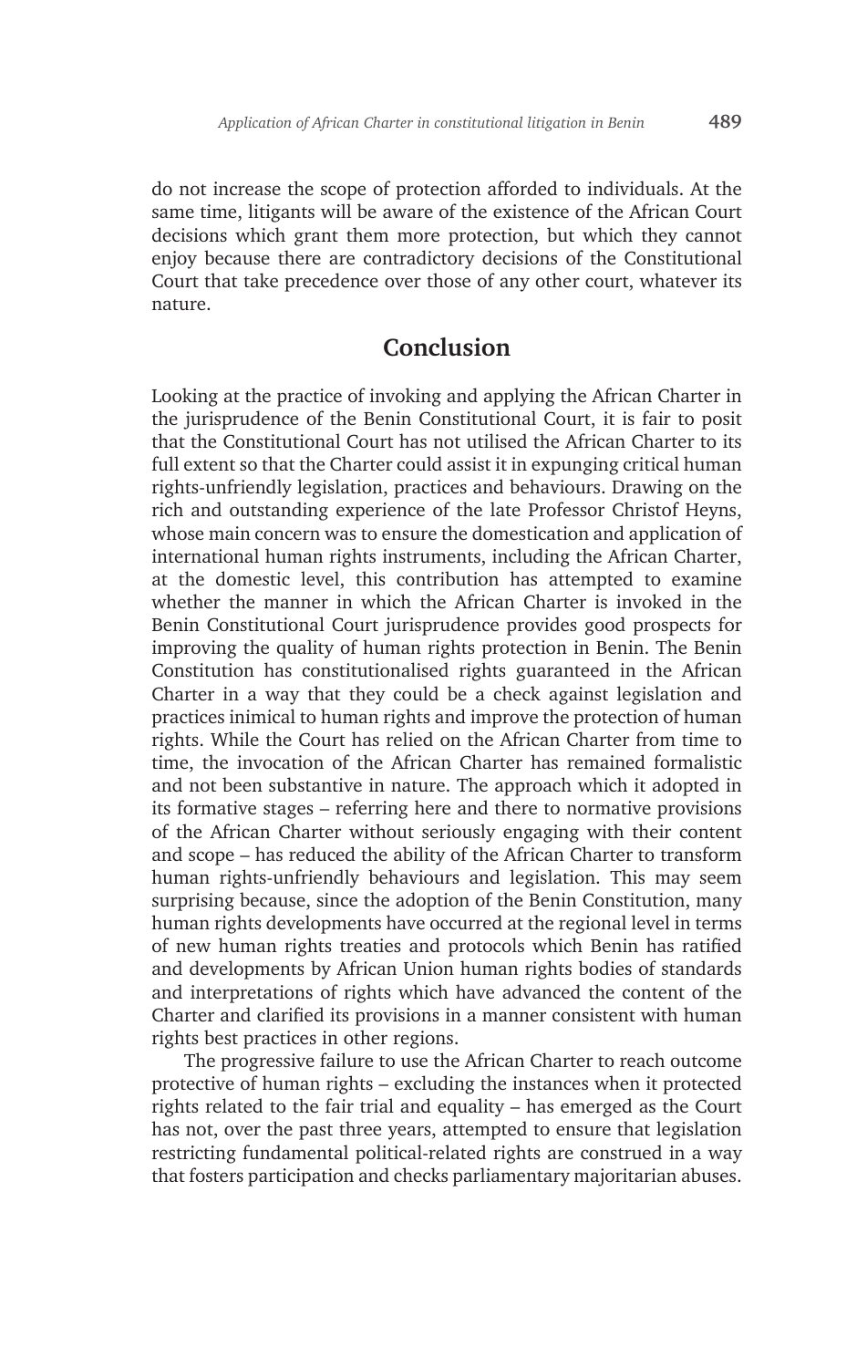do not increase the scope of protection afforded to individuals. At the same time, litigants will be aware of the existence of the African Court decisions which grant them more protection, but which they cannot enjoy because there are contradictory decisions of the Constitutional Court that take precedence over those of any other court, whatever its nature.

## Conclusion

Looking at the practice of invoking and applying the African Charter in the jurisprudence of the Benin Constitutional Court, it is fair to posit that the Constitutional Court has not utilised the African Charter to its full extent so that the Charter could assist it in expunging critical human rights-unfriendly legislation, practices and behaviours. Drawing on the rich and outstanding experience of the late Professor Christof Heyns, whose main concern was to ensure the domestication and application of international human rights instruments, including the African Charter, at the domestic level, this contribution has attempted to examine whether the manner in which the African Charter is invoked in the Benin Constitutional Court jurisprudence provides good prospects for improving the quality of human rights protection in Benin. The Benin Constitution has constitutionalised rights guaranteed in the African Charter in a way that they could be a check against legislation and practices inimical to human rights and improve the protection of human rights. While the Court has relied on the African Charter from time to time, the invocation of the African Charter has remained formalistic and not been substantive in nature. The approach which it adopted in its formative stages – referring here and there to normative provisions of the African Charter without seriously engaging with their content and scope – has reduced the ability of the African Charter to transform human rights-unfriendly behaviours and legislation. This may seem surprising because, since the adoption of the Benin Constitution, many human rights developments have occurred at the regional level in terms of new human rights treaties and protocols which Benin has ratified and developments by African Union human rights bodies of standards and interpretations of rights which have advanced the content of the Charter and clarified its provisions in a manner consistent with human rights best practices in other regions.

The progressive failure to use the African Charter to reach outcome protective of human rights – excluding the instances when it protected rights related to the fair trial and equality – has emerged as the Court has not, over the past three years, attempted to ensure that legislation restricting fundamental political-related rights are construed in a way that fosters participation and checks parliamentary majoritarian abuses.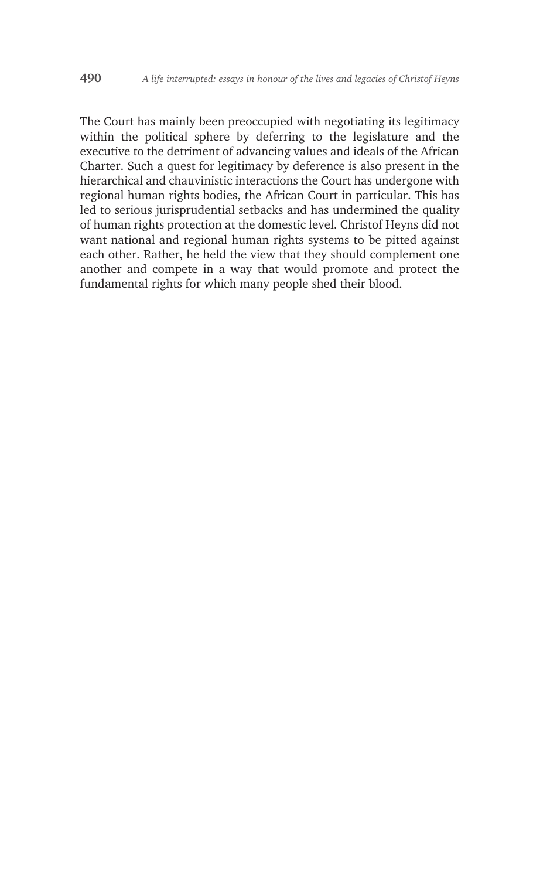The Court has mainly been preoccupied with negotiating its legitimacy within the political sphere by deferring to the legislature and the executive to the detriment of advancing values and ideals of the African Charter. Such a quest for legitimacy by deference is also present in the hierarchical and chauvinistic interactions the Court has undergone with regional human rights bodies, the African Court in particular. This has led to serious jurisprudential setbacks and has undermined the quality of human rights protection at the domestic level. Christof Heyns did not want national and regional human rights systems to be pitted against each other. Rather, he held the view that they should complement one another and compete in a way that would promote and protect the fundamental rights for which many people shed their blood.